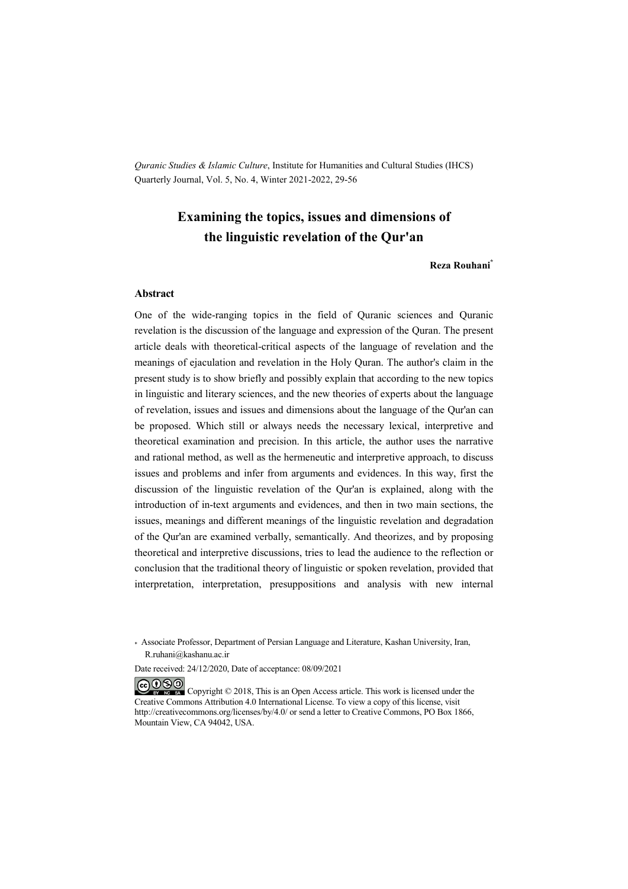*Quranic Studies & Islamic Culture*, Institute for Humanities and Cultural Studies (IHCS)
Quarterly Journal, Vol. 5, No. 4, Winter 2021-2022, 29-56

# Examining the topics, issues and dimensions of the linguistic revelation of the Qur'an

**Reza Rouhani***

### Abstract

One of the wide-ranging topics in the field of Quranic sciences and Quranic revelation is the discussion of the language and expression of the Quran. The present article deals with theoretical-critical aspects of the language of revelation and the meanings of ejaculation and revelation in the Holy Quran. The author's claim in the present study is to show briefly and possibly explain that according to the new topics in linguistic and literary sciences, and the new theories of experts about the language of revelation, issues and issues and dimensions about the language of the Qur'an can be proposed. Which still or always needs the necessary lexical, interpretive and theoretical examination and precision. In this article, the author uses the narrative and rational method, as well as the hermeneutic and interpretive approach, to discuss issues and problems and infer from arguments and evidences. In this way, first the discussion of the linguistic revelation of the Qur'an is explained, along with the introduction of in-text arguments and evidences, and then in two main sections, the issues, meanings and different meanings of the linguistic revelation and degradation of the Qur'an are examined verbally, semantically. And theorizes, and by proposing theoretical and interpretive discussions, tries to lead the audience to the reflection or conclusion that the traditional theory of linguistic or spoken revelation, provided that interpretation, interpretation, presuppositions and analysis with new internal

\* Associate Professor, Department of Persian Language and Literature, Kashan University, Iran, R.ruhani@kashanu.ac.ir

Date received: 24/12/2020, Date of acceptance: 08/09/2021

Copyright © 2018, This is an Open Access article. This work is licensed under the Creative Commons Attribution 4.0 International License. To view a copy of this license, visit http://creativecommons.org/licenses/by/4.0/ or send a letter to Creative Commons, PO Box 1866, Mountain View, CA 94042, USA.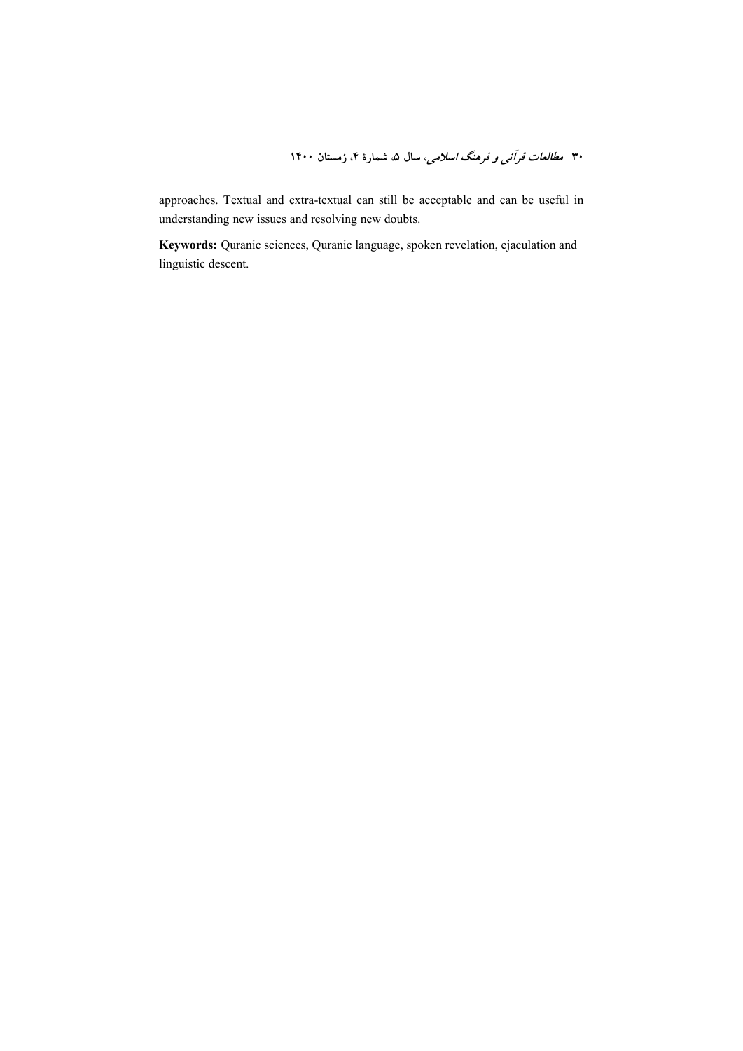approaches. Textual and extra-textual can still be acceptable and can be useful in understanding new issues and resolving new doubts.

**Keywords:** Quranic sciences, Quranic language, spoken revelation, ejaculation and linguistic descent.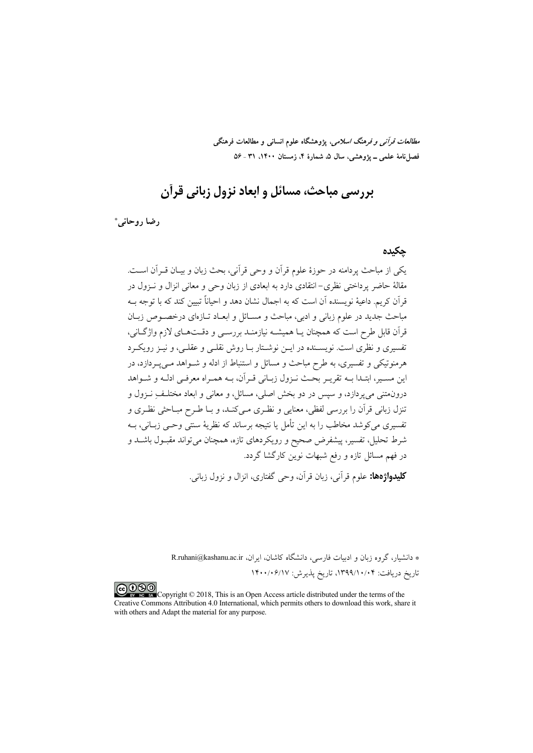*مطالعات قرآنی و فرهنگ اسلامی*، پژوهشگاه علوم انسانی و مطالعات فرهنگی
فصل‌نامهٔ علمی ـ پژوهشی، سال ۵، شمارهٔ ۴، زمستان ۱۴۰۰، ۳۱ - ۵۶

# بررسی مباحث، مسائل و ابعاد نزول زبانی قرآن

**رضا روحانی***

## چکیده

یکی از مباحث پردامنه در حوزهٔ علوم قرآن و وحی قرآنی، بحث زبان و بیان قرآن است. مقالهٔ حاضر پرداختی نظری- انتقادی دارد به ابعادی از زبان وحی و معانی انزال و نزول در قرآن کریم. داعیهٔ نویسنده آن است که به اجمال نشان دهد و احیاناً تبیین کند که با توجه به مباحث جدید در علوم زبانی و ادبی، مباحث و مسائل و ابعاد تازه‌ای درخصوص زبان قرآن قابل طرح است که همچنان یا همیشه نیازمند بررسی و دقت‌های لازم واژگانی، تفسیری و نظری است. نویسنده در این نوشتار با روش نقلی و عقلی، و نیز رویکرد هرمنوتیکی و تفسیری، به طرح مباحث و مسائل و استنباط از ادله و شواهد می‌پردازد، در این مسیر، ابتدا به تقریر بحث نزول زبانی قرآن، به همراه معرفی ادله و شواهد درون‌متنی می‌پردازد، و سپس در دو بخش اصلی، مسائل، و معانی و ابعاد مختلفِ نزول و تنزل زبانی قرآن را بررسی لفظی، معنایی و نظری می‌کند، و با طرح مباحثی نظری و تفسیری می‌کوشد مخاطب را به این تأمل یا نتیجه برساند که نظریهٔ سنتی وحی زبانی، به شرط تحلیل، تفسیر، پیشفرض صحیح و رویکردهای تازه، همچنان می‌تواند مقبول باشد و در فهم مسائل تازه و رفع شبهات نوین کارگشا گردد.

**کلیدواژه‌ها:** علوم قرآنی، زبان قرآن، وحی گفتاری، انزال و نزول زبانی.

* دانشیار، گروه زبان و ادبیات فارسی، دانشگاه کاشان، ایران، R.ruhani@kashanu.ac.ir
تاریخ دریافت: ۱۳۹۹/۱۰/۰۴، تاریخ پذیرش: ۱۴۰۰/۰۶/۱۷

Copyright © 2018, This is an Open Access article distributed under the terms of the Creative Commons Attribution 4.0 International, which permits others to download this work, share it with others and Adapt the material for any purpose.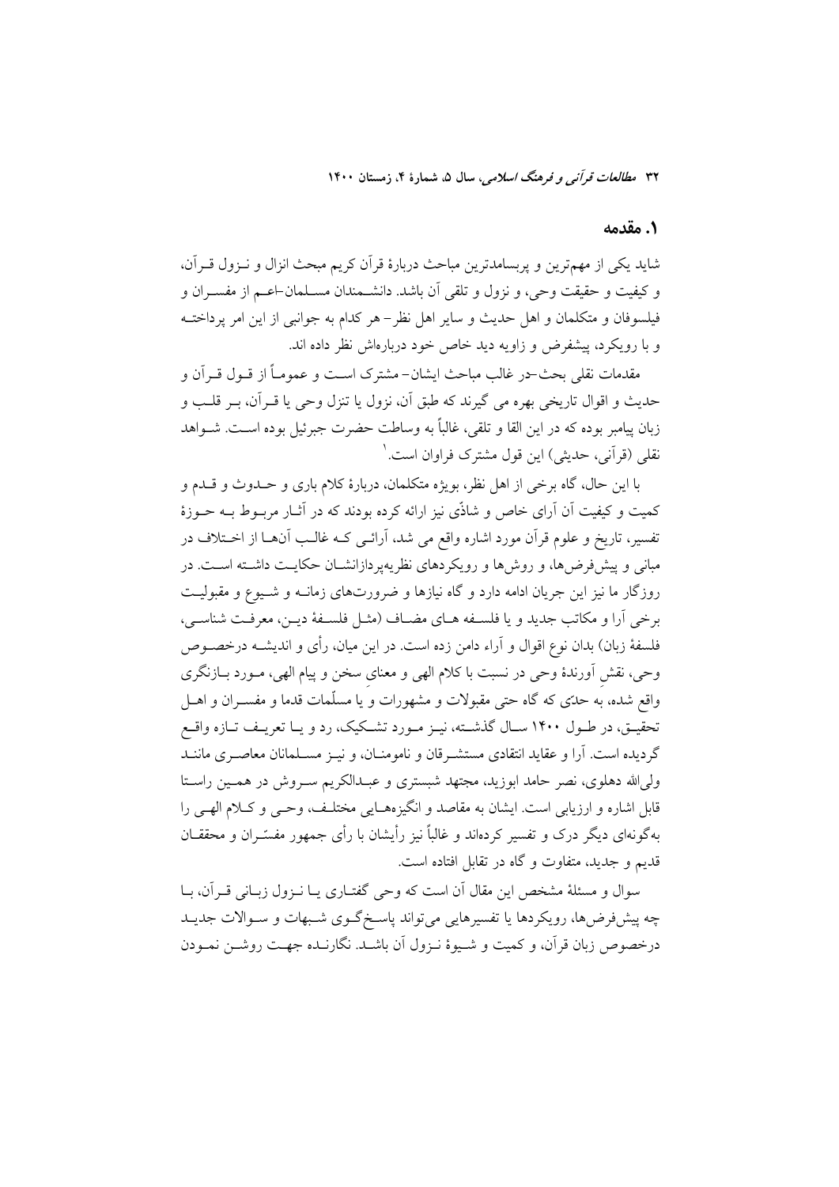## ۱. مقدمه

شاید یکی از مهم‌ترین و پربسامدترین مباحث دربارهٔ قرآن کریم مبحث انزال و نـزول قـرآن، و کیفیت و حقیقت وحی، و نزول و تلقی آن باشد. دانشـمندان مسـلمان-اعـم از مفسـران و فیلسوفان و متکلمان و اهل حدیث و سایر اهل نظر- هر کدام به جوانبی از این امر پرداختـه و با رویکرد، پیشفرض و زاویه دید خاص خود درباره‌اش نظر داده اند.

مقدمات نقلی بحث-در غالب مباحث ایشان- مشترک اسـت و عمومـاً از قـول قـرآن و حدیث و اقوال تاریخی بهره می گیرند که طبق آن، نزول یا تنزل وحی یا قـرآن، بـر قلـب و زبان پیامبر بوده که در این القا و تلقی، غالباً به وساطت حضرت جبرئیل بوده اسـت. شـواهد نقلی (قرآنی، حدیثی) این قول مشترک فراوان است.[1]

با این حال، گاه برخی از اهل نظر، بویژه متکلمان، دربارهٔ کلام باری و حـدوث و قـدم و کمیت و کیفیت آن آرای خاص و شاذّی نیز ارائه کرده بودند که در آثـار مربـوط بـه حـوزهٔ تفسیر، تاریخ و علوم قرآن مورد اشاره واقع می شد، آرائـی کـه غالـب آنهـا از اخـتلاف در مبانی و پیش‌فرض‌ها، و روش‌ها و رویکردهای نظریه‌پردازانشـان حکایـت داشـته اسـت. در روزگار ما نیز این جریان ادامه دارد و گاه نیازها و ضرورت‌های زمانـه و شـیوع و مقبولیـت برخی آرا و مکاتب جدید و یا فلسـفه هـای مضـاف (مثـل فلسـفهٔ دیـن، معرفـت شناسـی، فلسفهٔ زبان) بدان نوع اقوال و آراء دامن زده است. در این میان، رأی و اندیشـه درخصـوص وحی، نقشِ آورندهٔ وحی در نسبت با کلام الهی و معنای سخن و پیام الهی، مـورد بـازنگری واقع شده، به حدّی که گاه حتی مقبولات و مشهورات و یا مسلّمات قدما و مفسـران و اهـل تحقیـق، در طـول ۱۴۰۰ سـال گذشـته، نیـز مـورد تشـکیک، رد و یـا تعریـف تـازه واقـع گردیده است. آرا و عقاید انتقادی مستشـرقان و ناموسنـان، و نیـز مسـلمانان معاصـری ماننـد ولی‌الله دهلوی، نصر حامد ابوزید، مجتهد شبستری و عبـدالکریم سـروش در همـین راسـتا قابل اشاره و ارزیابی است. ایشان به مقاصد و انگیزه‌هـایی مختلـف، وحـی و کـلام الهـی را به‌گونه‌ای دیگر درک و تفسیر کرده‌اند و غالباً نیز رأیشان با رأی جمهور مفسّـران و محققـان قدیم و جدید، متفاوت و گاه در تقابل افتاده است.

سوال و مسئلهٔ مشخص این مقال آن است که وحی گفتـاری یـا نـزول زبـانی قـرآن، بـا چه پیش‌فرض‌ها، رویکردها یا تفسیرهایی می‌تواند پاسـخ‌گـوی شـبهات و سـوالات جدیـد درخصوص زبان قرآن، و کمیت و شـیوهٔ نـزول آن باشـد. نگارنـده جهـت روشـن نمـودن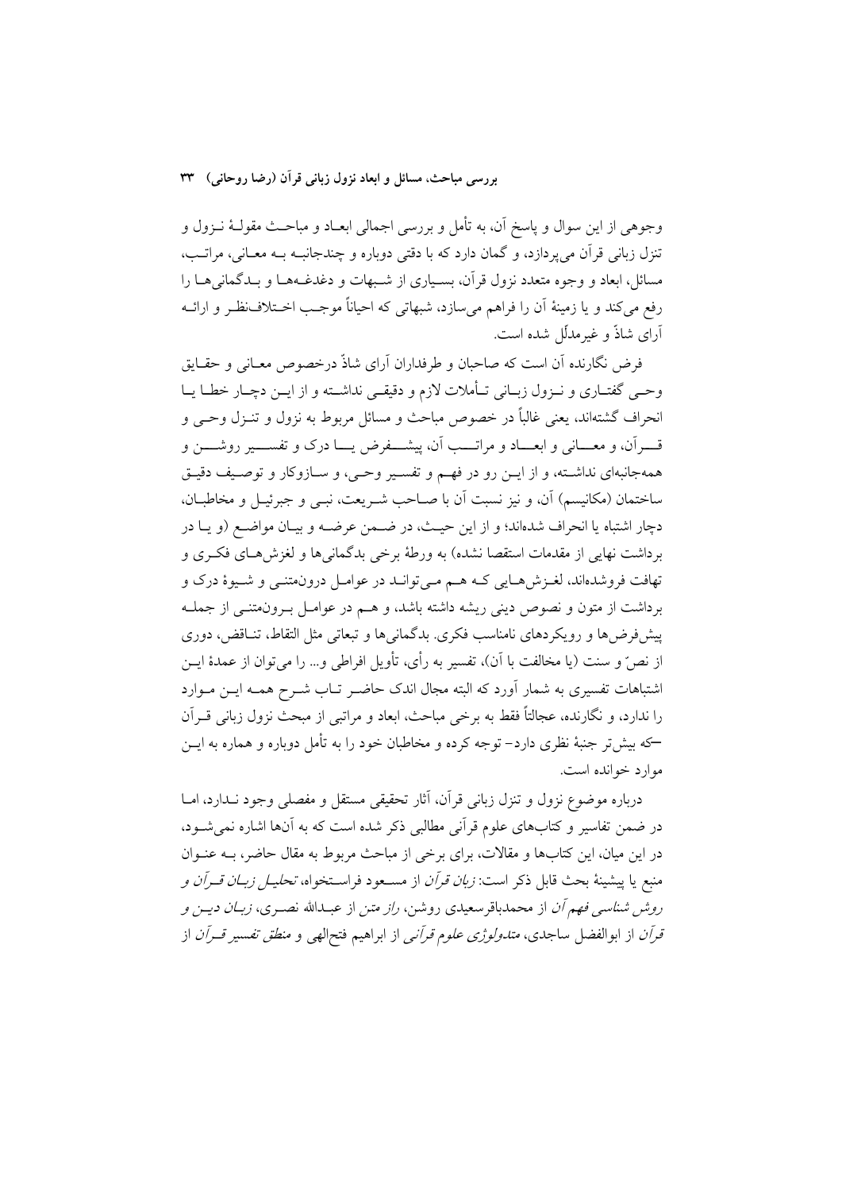وجوهی از این سوال و پاسخ آن، به تأمل و بررسی اجمالی ابعاد و مباحث مقولهٔ نـزول و تنزل زبانی قرآن می‌پردازد، و گمان دارد که با دقتی دوباره و چندجانبه بـه معـانی، مراتـب، مسائل، ابعاد و وجوه متعدد نزول قرآن، بسـیاری از شـبهات و دغدغـه‌هـا و بـدگمانی‌هـا را رفع می‌کند و یا زمینهٔ آن را فراهم می‌سازد، شبهاتی که احیاناً موجـب اخـتلاف‌نظـر و ارائـه آرای شاذّ و غیرمدلّل شده است.

فرض نگارنده آن است که صاحبان و طرفداران آرای شاذّ درخصوص معـانی و حقـایق وحـی گفتـاری و نـزول زبـانی تـأملات لازم و دقیقـی نداشـته و از ایـن دچـار خطـا یـا انحراف گشته‌اند، یعنی غالباً در خصوص مباحث و مسائل مربوط به نزول و تنـزل وحـی و قـــرآن، و معـــانی و ابعـــاد و مراتـــب آن، پیشـــفرض یـــا درک و تفســـیر روشـــن و همه‌جانبه‌ای نداشـته، و از ایـن رو در فهـم و تفسـیر وحـی، و سـازوکار و توصـیف دقیـق ساختمان (مکانیسم) آن، و نیز نسبت آن با صـاحب شـریعت، نبـی و جبرئیـل و مخاطبـان، دچار اشتباه یا انحراف شده‌اند؛ و از این حیث، در ضـمن عرضـه و بیـان مواضـع (و یـا در برداشت نهایی از مقدمات استقصا نشده) به ورطهٔ برخی بدگمانی‌ها و لغزش‌هـای فکـری و تهافت فروشده‌اند، لغـزش‌هـایی کـه هـم مـی‌توانـد در عوامـل درون‌متنـی و شـیوهٔ درک و برداشت از متون و نصوص دینی ریشه داشته باشد، و هـم در عوامـل بـرون‌متنـی از جملـه پیش‌فرض‌ها و رویکردهای نامناسب فکری. بدگمانی‌ها و تبعاتی مثل التقاط، تنـاقض، دوری از نصّ و سنت (یا مخالفت با آن)، تفسیر به رأی، تأویل افراطی و... را می‌توان از عمدهٔ ایـن اشتباهات تفسیری به شمار آورد که البته مجال اندک حاضـر تـاب شـرح همـه ایـن مـوارد را ندارد، و نگارنده، عجالتاً فقط به برخی مباحث، ابعاد و مراتبی از مبحث نزول زبانی قـرآن —که بیش‌تر جنبهٔ نظری دارد– توجه کرده و مخاطبان خود را به تأمل دوباره و همواره به ایـن موارد خوانده است.

درباره موضوع نزول و تنزل زبانی قرآن، آثار تحقیقی مستقل و مفصلی وجود نـدارد، امـا در ضمن تفاسیر و کتاب‌های علوم قرآنی مطالبی ذکر شده است که به آن‌ها اشاره نمی‌شـود، در این میان، این کتاب‌ها و مقالات، برای برخی از مباحث مربوط به مقال حاضر، بـه عنـوان منبع یا پیشینهٔ بحث قابل ذکر است: *زبان قرآن* از مسـعود فراسـتخواه، *تحلیـل زبـان قـرآن و روش شناسی فهم آن* از محمدباقرسعیدی روشن، *راز متن* از عبـدالله نصـری، *زبـان دیـن و قرآن* از ابوالفضل ساجدی، *متدولوژی علوم قرآنی* از ابراهیم فتح‌الهی و *منطق تفسیر قـرآن* از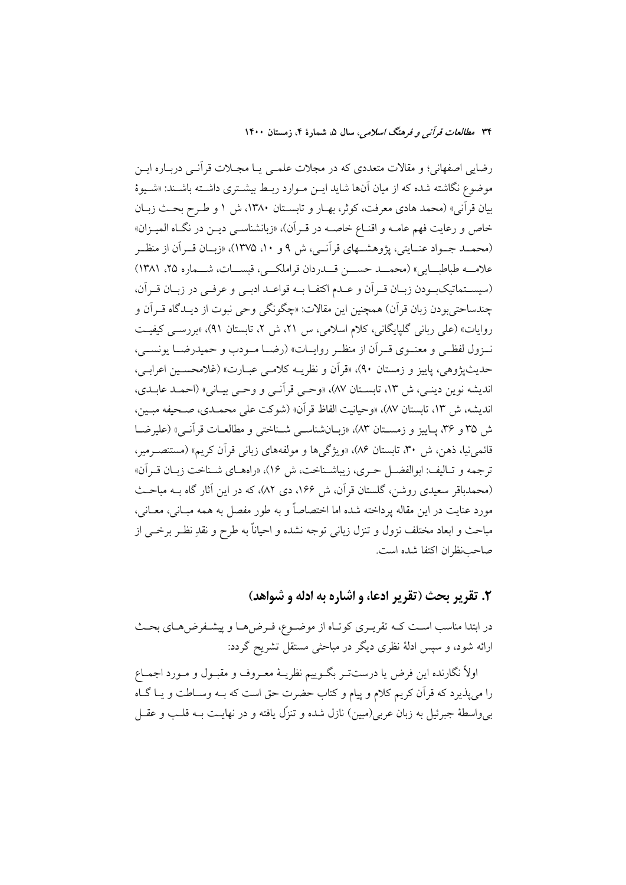رضایی اصفهانی؛ و مقالات متعددی که در مجلات علمی یا مجلات قرآنی درباره این موضوع نگاشته شده که از میان آن‌ها شاید این موارد ربط بیشتری داشته باشند: «شیوهٔ بیان قرآنی» (محمد هادی معرفت، کوثر، بهار و تابستان ۱۳۸۰، ش ۱ و طرح بحث زبان خاص و رعایت فهم عامه و اقناع خاصه در قرآن)، «زبانشناسی دین در نگاه المیزان» (محمد جواد عنایتی، پژوهشهای قرآنی، ش ۹ و ۱۰، ۱۳۷۵)، «زبان قرآن از منظر علامه طباطبایی» (محمد حسن قدردان قراملکی، قبسات، شماره ۲۵، ۱۳۸۱) (سیستماتیک‌بودن زبان قرآن و عدم اکتفا به قواعد ادبی و عرفی در زبان قرآن، چندساحتی‌بودن زبان قرآن) همچنین این مقالات: «چگونگی وحی نبوت از دیدگاه قرآن و روایات» (علی ربانی گلپایگانی، کلام اسلامی، س ۲۱، ش ۲، تابستان ۹۱)، «بررسی کیفیت نزول لفظی و معنوی قرآن از منظر روایات» (رضا مودب و حمیدرضا یونسی، حدیث‌پژوهی، پاییز و زمستان ۹۰)، «قرآن و نظریه کلامی عبارت» (غلامحسین اعرابی، اندیشه نوین دینی، ش ۱۳، تابستان ۸۷)، «وحی قرآنی و وحی بیانی» (احمد عابدی، اندیشه، ش ۱۳، تابستان ۸۷)، «وحیانیت الفاظ قرآن» (شوکت علی محمدی، صحیفه مبین، ش ۳۵ و ۳۶، پاییز و زمستان ۸۳)، «زبان‌شناسی شناختی و مطالعات قرآنی» (علیرضا قائمی‌نیا، ذهن، ش ۳۰، تابستان ۸۶)، «ویژگی‌ها و مولفه‌های زبانی قرآن کریم» (مستنصرمیر، ترجمه و تالیف: ابوالفضل حری، زیباشناخت، ش ۱۶)، «راه‌های شناخت زبان قرآن» (محمدباقر سعیدی روشن، گلستان قرآن، ش ۱۶۶، دی ۸۲)، که در این آثار گاه به مباحث مورد عنایت در این مقاله پرداخته شده اما اختصاصاً و به طور مفصل به همه مبانی، معانی، مباحث و ابعاد مختلف نزول و تنزل زبانی توجه نشده و احیاناً به طرح و نقدِ نظر برخی از صاحب‌نظران اکتفا شده است.

## ۲. تقریر بحث (تقریر ادعا، و اشاره به ادله و شواهد)

در ابتدا مناسب است که تقریری کوتاه از موضوع، فرض‌ها و پیشفرض‌های بحث ارائه شود، و سپس ادلهٔ نظری دیگر در مباحثی مستقل تشریح گردد:

اولاً نگارنده این فرض یا درست‌تر بگوییم نظریهٔ معروف و مقبول و مورد اجماع را می‌پذیرد که قرآن کریم کلام و پیام و کتاب حضرت حق است که به وساطت و یا گاه بی‌واسطهٔ جبرئیل به زبان عربی(مبین) نازل شده و تنزّل یافته و در نهایت به قلب و عقل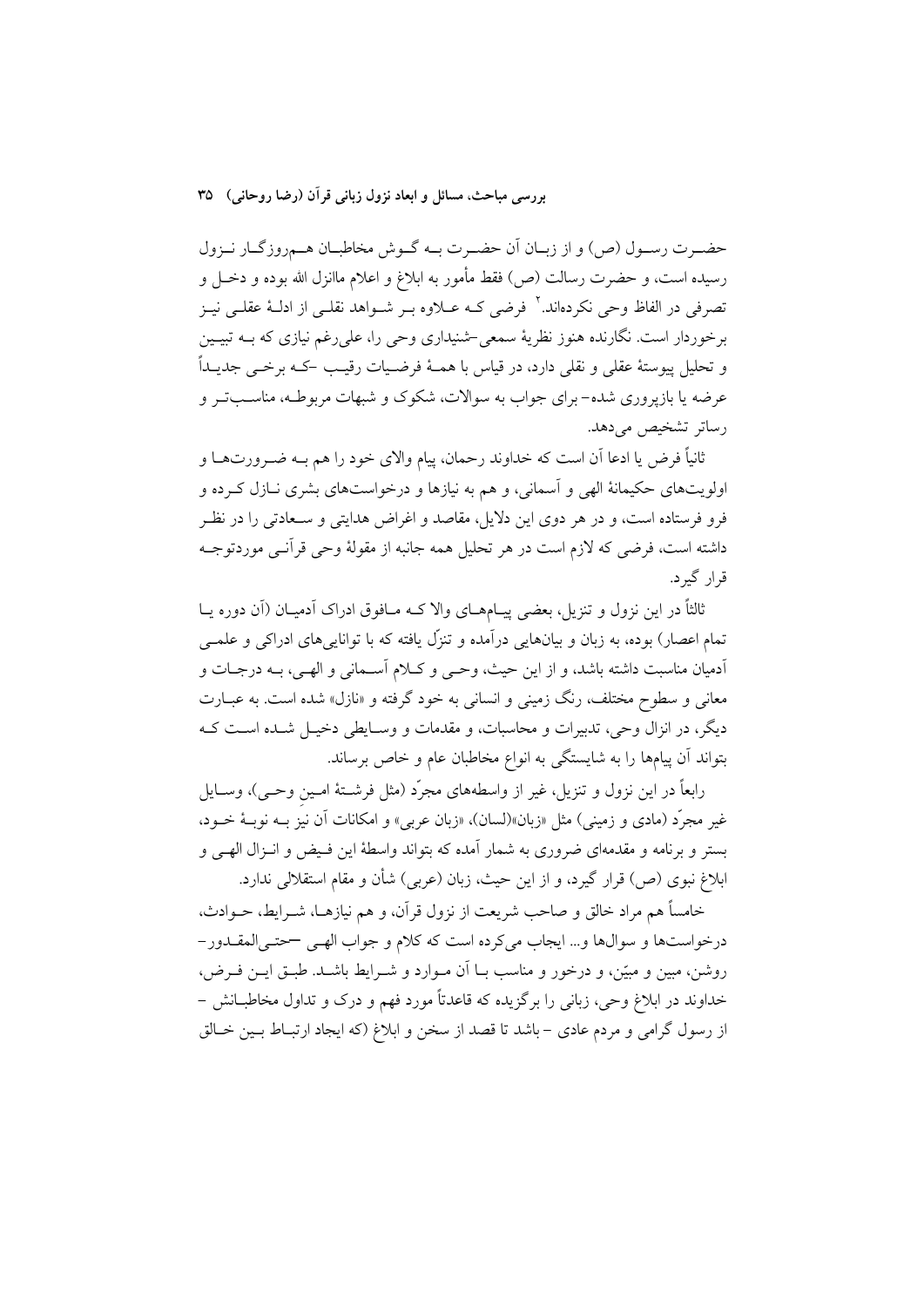حضـرت رسـول (ص) و از زبـان آن حضـرت بـه گـوش مخاطبـان هـم‌روزگـار نـزول رسیده است، و حضرت رسالت (ص) فقط مأمور به ابلاغ و اعلام ماانزل الله بوده و دخـل و تصرفی در الفاظ وحی نکرده‌اند.[۲] فرضی کـه عـلاوه بـر شـواهد نقلـی از ادلـهٔ عقلـی نیـز برخوردار است. نگارنده هنوز نظریهٔ سمعی-شنیداری وحی را، علی‌رغم نیازی که بـه تبیـین و تحلیل پیوستهٔ عقلی و نقلی دارد، در قیاس با همـهٔ فرضـیات رقیـب -کـه برخـی جدیـداً عرضه یا بازپروری شده- برای جواب به سوالات، شکوک و شبهات مربوطـه، مناسـب‌تـر و رساتر تشخیص می‌دهد.

ثانیاً فرض یا ادعا آن است که خداوند رحمان، پیام والای خود را هم بـه ضـرورت‌هـا و اولویت‌های حکیمانهٔ الهی و آسمانی، و هم به نیازها و درخواست‌های بشری نـازل کـرده و فرو فرستاده است، و در هر دوی این دلایل، مقاصد و اغراض هدایتی و سـعادتی را در نظـر داشته است، فرضی که لازم است در هر تحلیل همه جانبه از مقولهٔ وحی قرآنـی موردتوجـه قرار گیرد.

ثالثاً در این نزول و تنزیل، بعضی پیـام‌هـای والا کـه مـافوق ادراک آدمیـان (آن دوره یـا تمام اعصار) بوده، به زبان و بیان‌هایی درآمده و تنزّل یافته که با توانایی‌های ادراکی و علمـی آدمیان مناسبت داشته باشد، و از این حیث، وحـی و کـلام آسـمانی و الهـی، بـه درجـات و معانی و سطوح مختلف، رنگ زمینی و انسانی به خود گرفته و «نازل» شده است. به عبـارت دیگر، در انزال وحی، تدبیرات و محاسبات، و مقدمات و وسـایطی دخیـل شـده اسـت کـه بتواند آن پیام‌ها را به شایستگی به انواع مخاطبان عام و خاص برساند.

رابعاً در این نزول و تنزیل، غیر از واسطه‌های مجرّد (مثل فرشـتهٔ امـین وحـی)، وسـایل غیر مجرّد (مادی و زمینی) مثل «زبان»(لسان)، «زبان عربی» و امکانات آن نیز بـه نوبـهٔ خـود، بستر و برنامه و مقدمه‌ای ضروری به شمار آمده که بتواند واسطهٔ این فـیض و انـزال الهـی و ابلاغ نبوی (ص) قرار گیرد، و از این حیث، زبان (عربی) شأن و مقام استقلالی ندارد.

خامساً هم مراد خالق و صاحب شریعت از نزول قرآن، و هم نیازهـا، شـرایط، حـوادث، درخواست‌ها و سوال‌ها و... ایجاب می‌کرده است که کلام و جواب الهـی -حتـی‌المقـدور- روشن، مبین و مبیّن، و درخور و مناسب بـا آن مـوارد و شـرایط باشـد. طبـق ایـن فـرض، خداوند در ابلاغ وحی، زبانی را برگزیده که قاعدتاً مورد فهم و درک و تداول مخاطبـانش - از رسول گرامی و مردم عادی - باشد تا قصد از سخن و ابلاغ (که ایجاد ارتبـاط بـین خـالق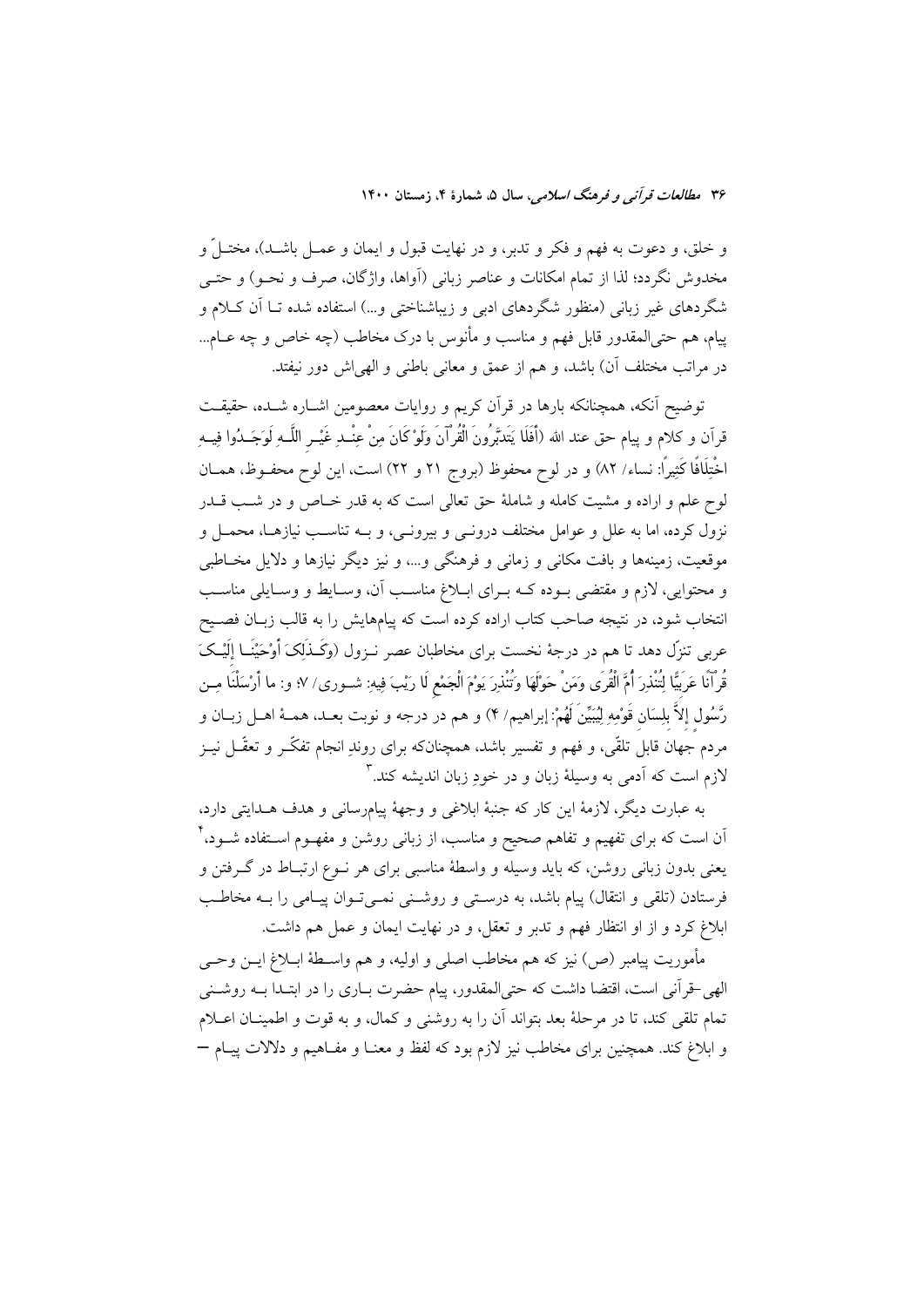و خلق، و دعوت به فهم و فکر و تدبر، و در نهایت قبول و ایمان و عمل باشد)، مختلّ و مخدوش نگردد؛ لذا از تمام امکانات و عناصر زبانی (آواها، واژگان، صرف و نحو) و حتی شگردهای غیر زبانی (منظور شگردهای ادبی و زیباشناختی و...) استفاده شده تا آن کلام و پیام، هم حتی‌المقدور قابل فهم و مناسب و مأنوس با درک مخاطب (چه خاص و چه عام... در مراتب مختلف آن) باشد، و هم از عمق و معانی باطنی و الهی‌اش دور نیفتد.

توضیح آنکه، همچنانکه بارها در قرآن کریم و روایات معصومین اشاره شده، حقیقت قرآن و کلام و پیام حق عند الله (أَفَلَا يَتَدَبَّرُونَ الْقُرْآنَ وَلَوْ كَانَ مِنْ عِنْدِ غَيْرِ اللَّهِ لَوَجَدُوا فِيهِ اخْتِلَافًا كَثِيرًا: نساء/ ۸۲) و در لوح محفوظ (بروج ۲۱ و ۲۲) است، این لوح محفوظ، همان لوح علم و اراده و مشیت کامله و شاملهٔ حق تعالی است که به قدر خاص و در شب قدر نزول کرده، اما به علل و عوامل مختلف درونی و بیرونی، و به تناسب نیازها، محمل و موقعیت، زمینه‌ها و بافت مکانی و زمانی و فرهنگی و...، و نیز دیگر نیازها و دلایل مخاطبی و محتوایی، لازم و مقتضی بوده که برای ابلاغ مناسب آن، وسایط و وسایلی مناسب انتخاب شود، در نتیجه صاحب کتاب اراده کرده است که پیام‌هایش را به قالب زبان فصیح عربی تنزّل دهد تا هم در درجهٔ نخست برای مخاطبان عصر نزول (وَكَذَلِكَ أَوْحَيْنَا إِلَيْكَ قُرْآنًا عَرَبِيًّا لِتُنْذِرَ أُمَّ الْقُرَى وَمَنْ حَوْلَهَا وَتُنْذِرَ يَوْمَ الْجَمْعِ لَا رَيْبَ فِيهِ: شوری/ ۷؛ و: ما أَرْسَلْنَا مِن رَّسُولٍ إِلاَّ بِلِسَانِ قَوْمِهِ لِيُبَيِّنَ لَهُمْ: إبراهیم/ ۴) و هم در درجه و نوبت بعد، همهٔ اهل زبان و مردم جهان قابل تلقّی، و فهم و تفسیر باشد، همچنانکه برای روندِ انجام تفکّر و تعقّل نیز لازم است که آدمی به وسیلهٔ زبان و در خودِ زبان اندیشه کند.[3]

به عبارت دیگر، لازمهٔ این کار که جنبهٔ ابلاغی و وجههٔ پیام‌رسانی و هدف هدایتی دارد، آن است که برای تفهیم و تفاهم صحیح و مناسب، از زبانی روشن و مفهوم استفاده شود،[4] یعنی بدون زبانی روشن، که باید وسیله و واسطهٔ مناسبی برای هر نوع ارتباط در گرفتن و فرستادن (تلقی و انتقال) پیام باشد، به درستی و روشنی نمی‌توان پیامی را به مخاطب ابلاغ کرد و از او انتظار فهم و تدبر و تعقل، و در نهایت ایمان و عمل هم داشت.

مأموریت پیامبر (ص) نیز که هم مخاطب اصلی و اولیه، و هم واسطهٔ ابلاغ این وحی الهی-قرآنی است، اقتضا داشت که حتی‌المقدور، پیام حضرت باری را در ابتدا به روشنی تمام تلقی کند، تا در مرحلهٔ بعد بتواند آن را به روشنی و کمال، و به قوت و اطمینان اعلام و ابلاغ کند. همچنین برای مخاطب نیز لازم بود که لفظ و معنا و مفاهیم و دلالات پیام —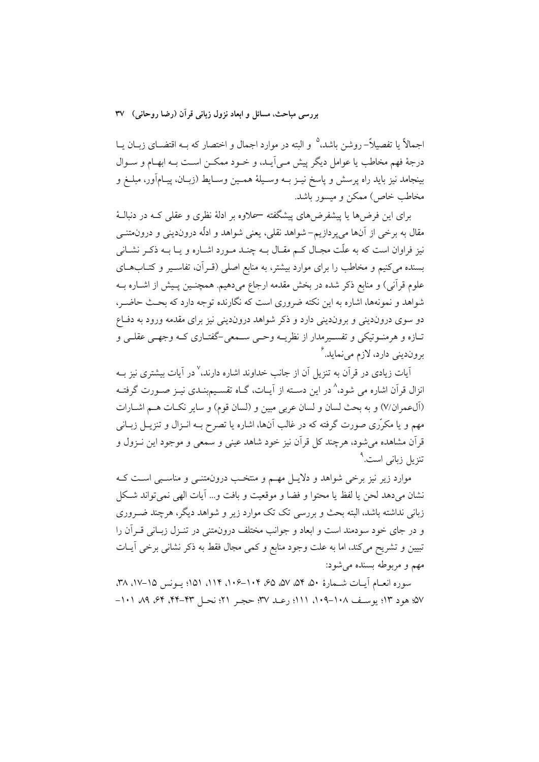اجمالاً یا تفصیلاً– روشن باشد،[5] و البته در موارد اجمال و اختصار که بـه اقتضـای زبـان یـا درجهٔ فهم مخاطب یا عوامل دیگر پیش مـی‌آیـد، و خـود ممکـن اسـت بـه ابهـام و سـوال بینجامد نیز باید راه پرسش و پاسخ نیـز بـه وسـیلهٔ همـین وسـایط (زبـان، پیـام‌آور، مبلـغ و مخاطب خاص) ممکن و میسور باشد.

برای این فرض‌ها یا پیشفرض‌های پیشگفته –علاوه بر ادلهٔ نظری و عقلی کـه در دنبالـهٔ مقال به برخی از آن‌ها می‌پردازیم– شواهد نقلی، یعنی شواهد و ادلّه درون‌دینی و درون‌متنـی نیز فراوان است که به علّت مجال کـم مقـال بـه چنـد مـورد اشـاره و یـا بـه ذکـر نشـانی بسنده می‌کنیم و مخاطب را برای موارد بیشتر، به منابع اصلی (قـرآن، تفاسـیر و کتـاب‌هـای علوم قرآنی) و منابع ذکر شده در بخش مقدمه ارجاع می‌دهیم. همچنـین پـیش از اشـاره بـه شواهد و نمونه‌ها، اشاره به این نکته ضروری است که نگارنده توجه دارد که بحـث حاضـر، دو سوی درون‌دینی و برون‌دینی دارد و ذکر شواهد درون‌دینی نیز برای مقدمه ورود به دفـاع تـازه و هرمنـوتیکی و تفسـیرمدار از نظریـه وحـی سـمعی–گفتـاری کـه وجهـی عقلـی و برون‌دینی دارد، لازم می‌نماید.[6]

آیات زیادی در قرآن به تنزیل آن از جانب خداوند اشاره دارند،[7] در آیات بیشتری نیز بـه انزال قرآن اشاره می شود،[8] در این دسـته از آیـات، گـاه تقسـیم‌بنـدی نیـز صـورت گرفتـه (آل‌عمران/۷) و به بحث لسان و لسان عربی مبین و (لسان قوم) و سایر نکـات هـم اشـارات مهم و یا مکرّری صورت گرفته که در غالب آن‌ها، اشاره یا تصرح بـه انـزال و تنزیـل زبـانی قرآن مشاهده می‌شود، هرچند کل قرآن نیز خود شاهد عینی و سمعی و موجود این نـزول و تنزیل زبانی است.[9]

موارد زیر نیز برخی شواهد و دلایـل مهـم و منتخـب درون‌متنـی و مناسـبی اسـت کـه نشان می‌دهد لحن یا لفظ یا محتوا و فضا و موقعیت و بافت و... آیات الهی نمی‌تواند شـکل زبانی نداشته باشد، البته بحث و بررسی تک تک موارد زیر و شواهد دیگر، هرچند ضـروری و در جای خود سودمند است و ابعاد و جوانب مختلف درون‌متنی در تنـزل زبـانی قـرآن را تبیین و تشریح می‌کند، اما به علت وجود منابع و کمی مجال فقط به ذکر نشانی برخی آیـات مهم و مربوطه بسنده می‌شود:

سوره انعـام آیـات شـمارهٔ ۵۰، ۵۴، ۵۷، ۶۵، ۱۰۴–۱۰۶، ۱۱۴، ۱۵۱؛ یـونس ۱۵–۱۷، ۳۸، ۵۷؛ هود ۱۳؛ یوسـف ۱۰۸–۱۰۹، ۱۱۱؛ رعـد ۳۷؛ حجـر ۲۱؛ نحـل ۴۳–۴۴، ۶۴، ۸۹، ۱۰۱–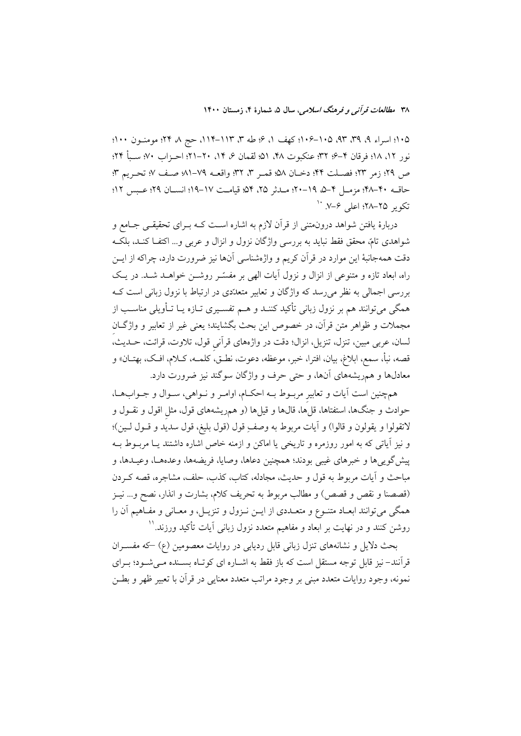۱۰۵؛ اسراء ۹، ۳۹، ۹۳، ۱۰۵–۱۰۶؛ کهف ۱، ۶؛ طه ۳، ۱۱۳–۱۱۴، حج ۸، ۲۴؛ مومنون ۱۰۰؛ نور ۱۲، ۱۸؛ فرقان ۴–۶؛ ۳۲؛ عنکبوت ۴۸، ۵۱؛ لقمان ۶، ۱۴، ۲۰–۲۱؛ احزاب ۷۰؛ سبأ ۲۴؛ ص ۲۹؛ زمر ۲۳؛ فصلت ۴۴؛ دخان ۵۸؛ قمر ۳، ۳۲؛ واقعه ۷۹–۸۱؛ صف ۷؛ تحریم ۳؛ حاقه ۴۰–۴۸؛ مزمل ۴–۵، ۱۹–۲۰؛ مدثر ۲۵، ۵۴؛ قیامت ۱۷–۱۹؛ انسان ۲۹؛ عبس ۱۲؛ تکویر ۲۵–۲۸؛ اعلی ۶–۷.[10]

دربارهٔ یافتن شواهد درون‌متنی از قرآن لازم به اشاره است که برای تحقیقی جامع و شواهدی تامّ، محقق فقط نباید به بررسی واژگان نزول و انزال و عربی و... اکتفا کند، بلکه دقت همه‌جانبهٔ این موارد در قرآن کریم و واژه‌شناسی آن‌ها نیز ضرورت دارد، چراکه از این راه، ابعاد تازه و متنوعی از انزال و نزول آیات الهی بر مفسّر روشن خواهد شد. در یک بررسی اجمالی به نظر می‌رسد که واژگان و تعابیر متعدّدی در ارتباط با نزول زبانی است که همگی می‌توانند هم بر نزول زبانی تأکید کنند و هم تفسیری تازه یا تأویلی مناسب از مجملات و ظواهر متن قرآن، در خصوص این بحث بگشایند؛ یعنی غیر از تعابیر و واژگان لسان، عربی مبین، تنزل، تنزیل، انزال؛ دقت در واژه‌های قرآنیِ قول، تلاوت، قرائت، حدیث، قصه، نبأ، سمع، ابلاغ، بیان، افترا، خبر، موعظه، دعوت، نطق، کلمه، کلام، افک، بهتان» و معادل‌ها و هم‌ریشه‌های آن‌ها، و حتی حرف و واژگان سوگند نیز ضرورت دارد.

همچنین است آیات و تعابیرِ مربوط به احکام، اوامر و نواهی، سوال و جواب‌ها، حوادث و جنگ‌ها، استفتاها، قل‌ها، قال‌ها و قیل‌ها (و هم‌ریشه‌های قول، مثلِ اقول و نقول و لاتقولوا و یقولون و قالوا) و آیات مربوط به وصفِ قول (قول بلیغ، قول سدید و قول لین)؛ و نیز آیاتی که به امور روزمره و تاریخی یا اماکن و ازمنه خاص اشاره داشتند یا مربوط به پیش‌گویی‌ها و خبرهای غیبی بودند؛ همچنین دعاها، وصایا، فریضه‌ها، وعده‌ها، وعیدها، و مباحث و آیات مربوط به قول و حدیث، مجادله، کتاب، کذب، حلف، مشاجره، قصه کردن (قصصنا و نقص و قصص) و مطالب مربوط به تحریف کلام، بشارت و انذار، نصح و... نیز همگی می‌توانند ابعاد متنوع و متعددی از این نزول و تنزیل، و معانی و مفاهیم آن را روشن کنند و در نهایت بر ابعاد و مفاهیم متعدد نزول زبانی آیات تأکید ورزند.[11]

بحث دلایل و نشانه‌های تنزل زبانی قابل ردیابی در روایات معصومین (ع) –که مفسران قرآنند– نیز قابل توجه مستقل است که باز فقط به اشاره ای کوتاه بسنده می‌شود؛ برای نمونه، وجود روایات متعدد مبنی بر وجود مراتب متعدد معنایی در قرآن با تعبیر ظهر و بطن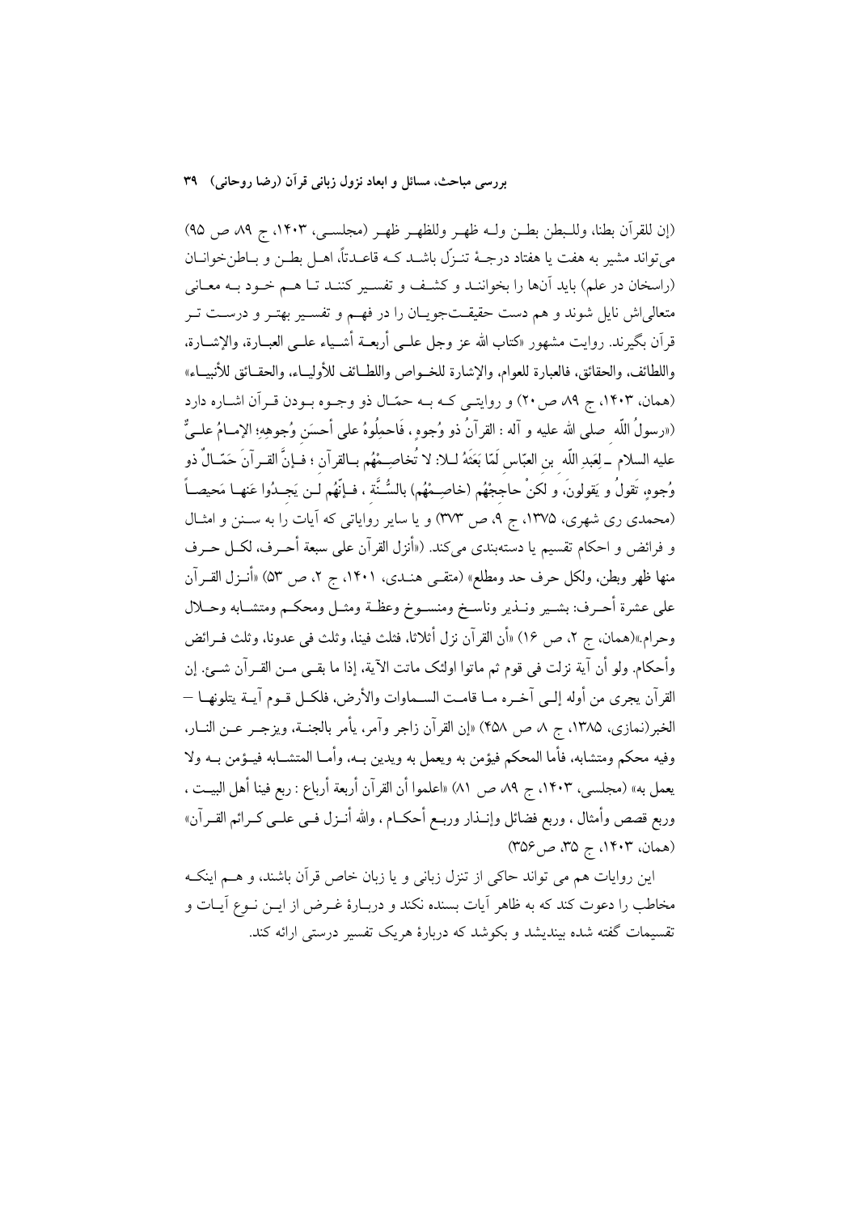(إن للقرآن بطنا، وللبطن بطن وله ظهر وللظهر ظهر (مجلسی، ۱۴۰۳، ج ۸۹، ص ۹۵) می‌تواند مشیر به هفت یا هفتاد درجهٔ تنزّل باشد که قاعدتاً، اهل بطن و باطن‌خوانان (راسخان در علم) باید آن‌ها را بخوانند و کشف و تفسیر کنند تا هم خود به معانی متعالی‌اش نایل شوند و هم دست حقیقت‌جویان را در فهم و تفسیر بهتر و درست تر قرآن بگیرند. روایت مشهور «کتاب الله عز وجل علی أربعة أشیاء علی العبارة، والإشارة، واللطائف، والحقائق، فالعبارة للعوام، والإشارة للخواص واللطائف للأولیاء، والحقائق للأنبیاء» (همان، ۱۴۰۳، ج ۸۹ ص۲۰) و روایتی که به حمّال ذو وجوه بودن قرآن اشاره دارد («رسولُ اللّه صلی الله علیه و آله : القرآنُ ذو وُجوهٍ ، فَاحمِلُوهُ علی أحسَنِ وُجوهِهِ؛ الإمامُ علیٌّ علیه السلام ـ لِعَبدِ اللّه بنِ العبّاسِ لَمّا بَعَثَهُ للا: لا تُخاصِمْهُم بالقرآنِ ؛ فإنَّ القرآنَ حَمّالٌ ذو وُجوهٍ، تَقولُ و یَقولونَ، و لکنْ حاجِجْهُم (خاصِمْهُم) بالسُّنَّةِ ، فإنَّهُم لَن یَجِدُوا عَنها مَحیصاً (محمدی ری شهری، ۱۳۷۵، ج ۹، ص ۳۷۳) و یا سایر روایاتی که آیات را به سنن و امثال و فرائض و احکام تقسیم یا دسته‌بندی می‌کند. («أنزل القرآن علی سبعة أحرف، لکل حرف منها ظهر وبطن، ولکل حرف حد ومطلع» (متقی هندی، ۱۴۰۱، ج ۲، ص ۵۳) «أنزل القرآن علی عشرة أحرف: بشیر ونذیر وناسخ ومنسوخ وعظة ومثل ومحکم ومتشابه وحلال وحرام.»(همان، ج ۲، ص ۱۶) «أن القرآن نزل أثلاثا، فثلث فینا، وثلث فی عدونا، وثلث فرائض وأحکام. ولو أن آیة نزلت فی قوم ثم ماتوا اولئک ماتت الآیة، إذا ما بقی من القرآن شیئ. إن القرآن یجری من أوله إلی آخره ما قامت السماوات والأرض، فلکل قوم آیة یتلونها – الخبر(نمازی، ۱۳۸۵، ج ۸ ص ۴۵۸) «إن القرآن زاجر وآمر، یأمر بالجنة، ویزجر عن النار، وفیه محکم ومتشابه، فأما المحکم فیؤمن به ویعمل به ویدین به، وأما المتشابه فیؤمن به ولا یعمل به» (مجلسی، ۱۴۰۳، ج ۸۹، ص ۸۱) «اعلموا أن القرآن أربعة أرباع : ربع فینا أهل البیت ، وربع قصص وأمثال ، وربع فضائل وإنذار وربع أحکام ، والله أنزل فی علی کرائم القرآن» (همان، ۱۴۰۳، ج ۳۵، ص۳۵۶)

این روایات هم می تواند حاکی از تنزل زبانی و یا زبان خاص قرآن باشند، و هم اینکه مخاطب را دعوت کند که به ظاهر آیات بسنده نکند و دربارهٔ غرض از این نوع آیات و تقسیمات گفته شده بیندیشد و بکوشد که دربارهٔ هریک تفسیر درستی ارائه کند.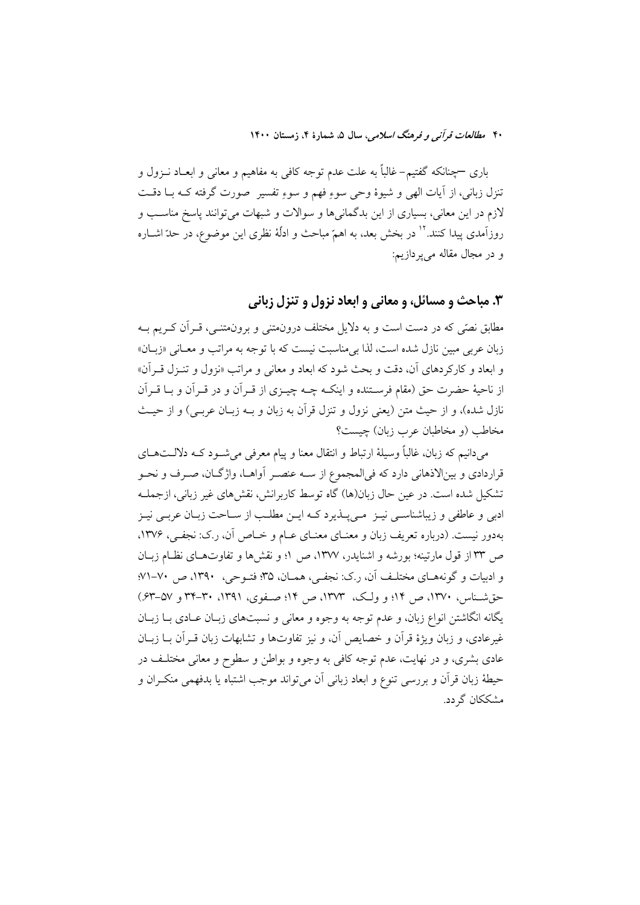باری –چنانکه گفتیم– غالباً به علت عدم توجه کافی به مفاهیم و معانی و ابعاد نـزول و تنزل زبانی، از آیات الهی و شیوهٔ وحی سوءِ فهم و سوءِ تفسیر صورت گرفته کـه بـا دقـت لازم در این معانی، بسیاری از این بدگمانی‌ها و سوالات و شبهات می‌توانند پاسخ مناسـب و روزآمدی پیدا کنند.[۱۲] در بخش بعد، به اهمّ مباحث و ادلّهٔ نظری این موضوع، در حدّ اشـاره و در مجال مقاله می‌پردازیم:

## ۳. مباحث و مسائل، و معانی و ابعاد نزول و تنزل زبانی

مطابق نصّی که در دست است و به دلایل مختلف درون‌متنی و برون‌متنـی، قـرآن کـریم بـه زبان عربی مبین نازل شده است، لذا بی‌مناسبت نیست که با توجه به مراتب و معـانی «زبـان» و ابعاد و کارکردهای آن، دقت و بحث شود که ابعاد و معانی و مراتب «نزول و تنـزل قـرآن» از ناحیهٔ حضرت حق (مقام فرسـتنده و اینکـه چـه چیـزی از قـرآن و در قـرآن و بـا قـرآن نازل شده)، و از حیث متن (یعنی نزول و تنزل قرآن به زبان و بـه زبـان عربـی) و از حیـث مخاطب (و مخاطبان عرب زبان) چیست؟

می‌دانیم که زبان، غالباً وسیلهٔ ارتباط و انتقال معنا و پیام معرفی می‌شـود کـه دلالـت‌هـای قراردادی و بین‌الاذهانی دارد که فی‌المجموع از سـه عنصـر آواهـا، واژگـان، صـرف و نحـو تشکیل شده است. در عین حال زبان(ها) گاه توسط کاربرانش، نقش‌های غیر زبانی، ازجملـه ادبی و عاطفی و زیباشناسـی نیـز مـی‌پـذیرد کـه ایـن مطلـب از سـاحت زبـان عربـی نیـز به‌دور نیست. (درباره تعریف زبان و معنـای عـام و خـاص آن، ر.ک: نجفـی، ۱۳۷۶، ص ۳۳ از قول مارتینه؛ بورشه و اشنایدر، ۱۳۷۷، ص ۱؛ و نقش‌ها و تفاوت‌هـای نظـام زبـان و ادبیات و گونه‌هـای مختلـف آن، ر.ک: نجفـی، همـان، ۳۵؛ فتـوحی، ۱۳۹۰، ص ۷۰–۷۱؛ حق‌شـناس، ۱۳۷۰، ص ۱۴؛ و ولـک، ۱۳۷۳، ص ۱۴؛ صـفوی، ۱۳۹۱، ۳۰–۳۴ و ۵۷–۶۳.) یگانه انگاشتن انواع زبان، و عدم توجه به وجوه و معانی و نسبت‌های زبـان عـادی بـا زبـان غیرعادی، و زبان ویژهٔ قرآن و خصایص آن، و نیز تفاوت‌ها و تشابهات زبان قـرآن بـا زبـان عادی بشری، و در نهایت، عدم توجه کافی به وجوه و بواطن و سطوح و معانی مختلـف در حیطهٔ زبان قرآن و بررسی تنوع و ابعاد زبانی آن می‌تواند موجب اشتباه یا بدفهمی منکـران و مشککان گردد.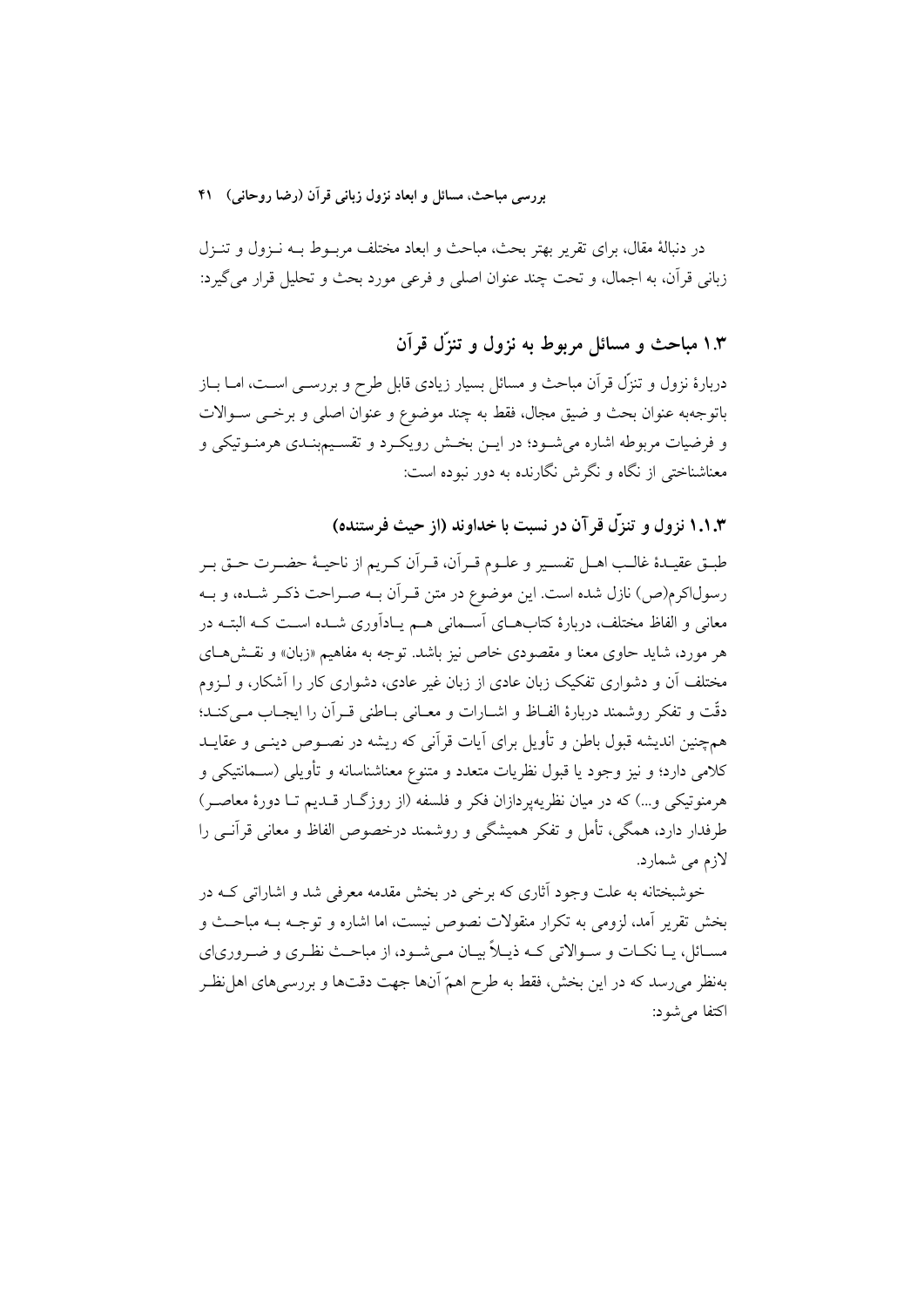در دنبالهٔ مقال، برای تقریر بهتر بحث، مباحث و ابعاد مختلف مربوط به نزول و تنزل زبانی قرآن، به اجمال، و تحت چند عنوان اصلی و فرعی مورد بحث و تحلیل قرار می‌گیرد:

## ۱.۳ مباحث و مسائل مربوط به نزول و تنزّل قرآن

دربارهٔ نزول و تنزّل قرآن مباحث و مسائل بسیار زیادی قابل طرح و بررسی است، اما باز باتوجه‌به عنوان بحث و ضیق مجال، فقط به چند موضوع و عنوان اصلی و برخی سوالات و فرضیات مربوطه اشاره می‌شود؛ در این بخش رویکرد و تقسیم‌بندی هرمنوتیکی و معناشناختی از نگاه و نگرش نگارنده به دور نبوده است:

### ۱.۱.۳ نزول و تنزّل قرآن در نسبت با خداوند (از حیث فرستنده)

طبق عقیدهٔ غالب اهل تفسیر و علوم قرآن، قرآن کریم از ناحیهٔ حضرت حق بر رسول‌اکرم(ص) نازل شده است. این موضوع در متن قرآن به صراحت ذکر شده، و به معانی و الفاظ مختلف، دربارهٔ کتاب‌های آسمانی هم یادآوری شده است که البته در هر مورد، شاید حاوی معنا و مقصودی خاص نیز باشد. توجه به مفاهیم «زبان» و نقش‌های مختلف آن و دشواری تفکیک زبان عادی از زبان غیر عادی، دشواری کار را آشکار، و لزوم دقّت و تفکر روشمند دربارهٔ الفاظ و اشارات و معانی باطنی قرآن را ایجاب می‌کند؛ همچنین اندیشه قبول باطن و تأویل برای آیات قرآنی که ریشه در نصوص دینی و عقاید کلامی دارد؛ و نیز وجود یا قبول نظریات متعدد و متنوع معناشناسانه و تأویلی (سمانتیکی و هرمنوتیکی و...) که در میان نظریه‌پردازان فکر و فلسفه (از روزگار قدیم تا دورهٔ معاصر) طرفدار دارد، همگی، تأمل و تفکر همیشگی و روشمند درخصوص الفاظ و معانی قرآنی را لازم می شمارد.

خوشبختانه به علت وجود آثاری که برخی در بخش مقدمه معرفی شد و اشاراتی که در بخش تقریر آمد، لزومی به تکرار منقولات نصوص نیست، اما اشاره و توجه به مباحث و مسائل، یا نکات و سوالاتی که ذیلاً بیان می‌شود، از مباحث نظری و ضروری‌ای به‌نظر می‌رسد که در این بخش، فقط به طرح اهمّ آن‌ها جهت دقت‌ها و بررسی‌های اهل‌نظر اکتفا می‌شود: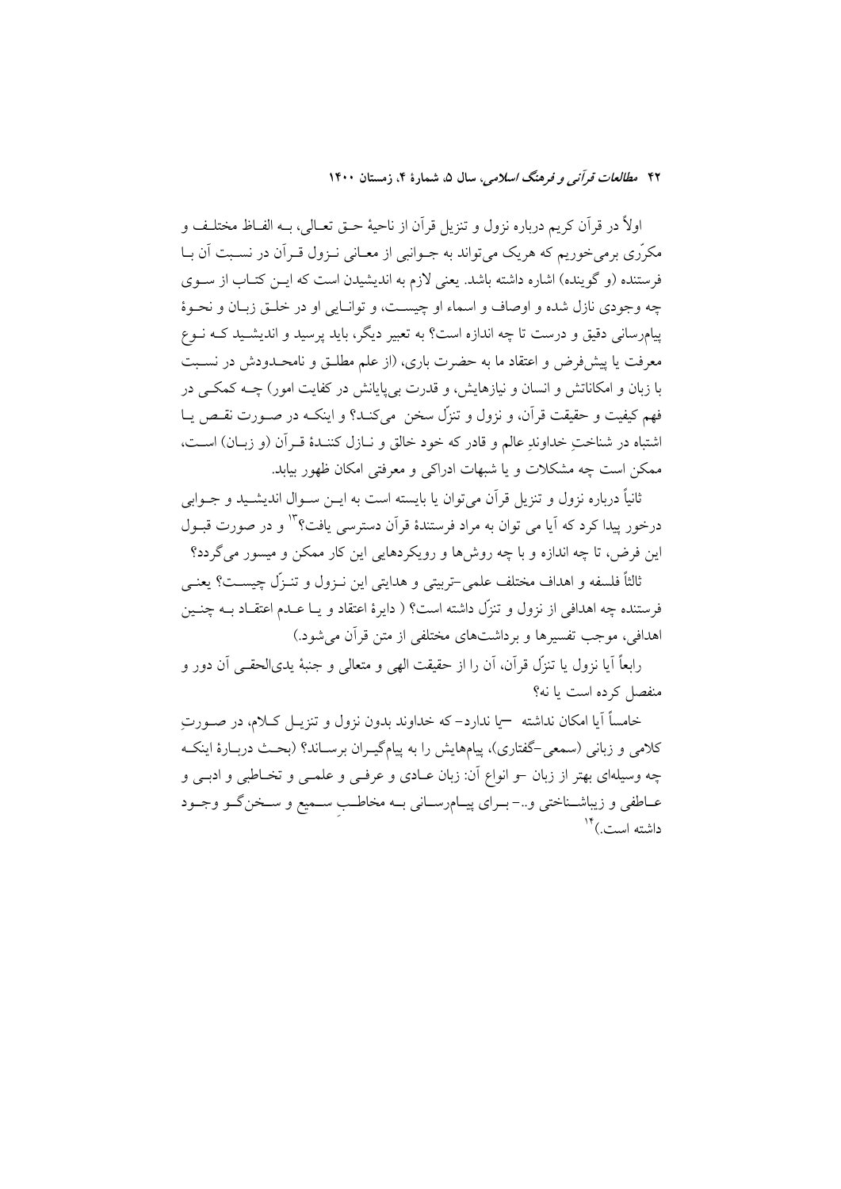اولاً در قرآن کریم درباره نزول و تنزیل قرآن از ناحیهٔ حق تعالی، بـه الفـاظ مختلـف و مکرّری برمی‌خوریم که هریک می‌تواند به جـوانبی از معـانی نـزول قـرآن در نسـبت آن بـا فرستنده (و گوینده) اشاره داشته باشد. یعنی لازم به اندیشیدن است که ایـن کتـاب از سـوی چه وجودی نازل شده و اوصاف و اسماء او چیسـت، و توانـایی او در خلـق زبـان و نحـوهٔ پیام‌رسانی دقیق و درست تا چه اندازه است؟ به تعبیر دیگر، باید پرسید و اندیشـید کـه نـوع معرفت یا پیش‌فرض و اعتقاد ما به حضرت باری، (از علم مطلـق و نامحـدودش در نسـبت با زبان و امکاناتش و انسان و نیازهایش، و قدرت بی‌پایانش در کفایت امور) چـه کمکـی در فهم کیفیت و حقیقت قرآن، و نزول و تنزّل سخن می‌کنـد؟ و اینکـه در صـورت نقـص یـا اشتباه در شناختِ خداوندِ عالم و قادر که خود خالق و نـازل کننـدهٔ قـرآن (و زبـان) اسـت، ممکن است چه مشکلات و یا شبهات ادراکی و معرفتی امکان ظهور بیابد.

ثانیاً درباره نزول و تنزیل قرآن می‌توان یا بایسته است به ایـن سـوال اندیشـید و جـوابی درخور پیدا کرد که آیا می توان به مراد فرستندهٔ قرآن دسترسی یافت؟[13] و در صورت قبـول این فرض، تا چه اندازه و با چه روش‌ها و رویکردهایی این کار ممکن و میسور می‌گردد؟

ثالثاً فلسفه و اهداف مختلف علمی-تربیتی و هدایتی این نـزول و تنـزّل چیسـت؟ یعنـی فرستنده چه اهدافی از نزول و تنزّل داشته است؟ ( دایرهٔ اعتقاد و یـا عـدم اعتقـاد بـه چنـین اهدافی، موجب تفسیرها و برداشت‌های مختلفی از متن قرآن می‌شود.)

رابعاً آیا نزول یا تنزّل قرآن، آن را از حقیقت الهی و متعالی و جنبهٔ یدی‌الحقـی آن دور و منفصل کرده است یا نه؟

خامساً آیا امکان نداشته —یا ندارد- که خداوند بدون نزول و تنزیـل کـلام، در صـورتِ کلامی و زبانی (سمعی-گفتاری)، پیامهایش را به پیام‌گیـران برسـاند؟ (بحـث دربـارهٔ اینکـه چه وسیله‌ای بهتر از زبان —و انواع آن: زبان عـادی و عرفـی و علمـی و تخـاطبی و ادبـی و عـاطفی و زیباشـناختی و..- بـرای پیـام‌رسـانی بـه مخاطـبِ سـمیع و سـخن‌گـو وجـود داشته است.)[14]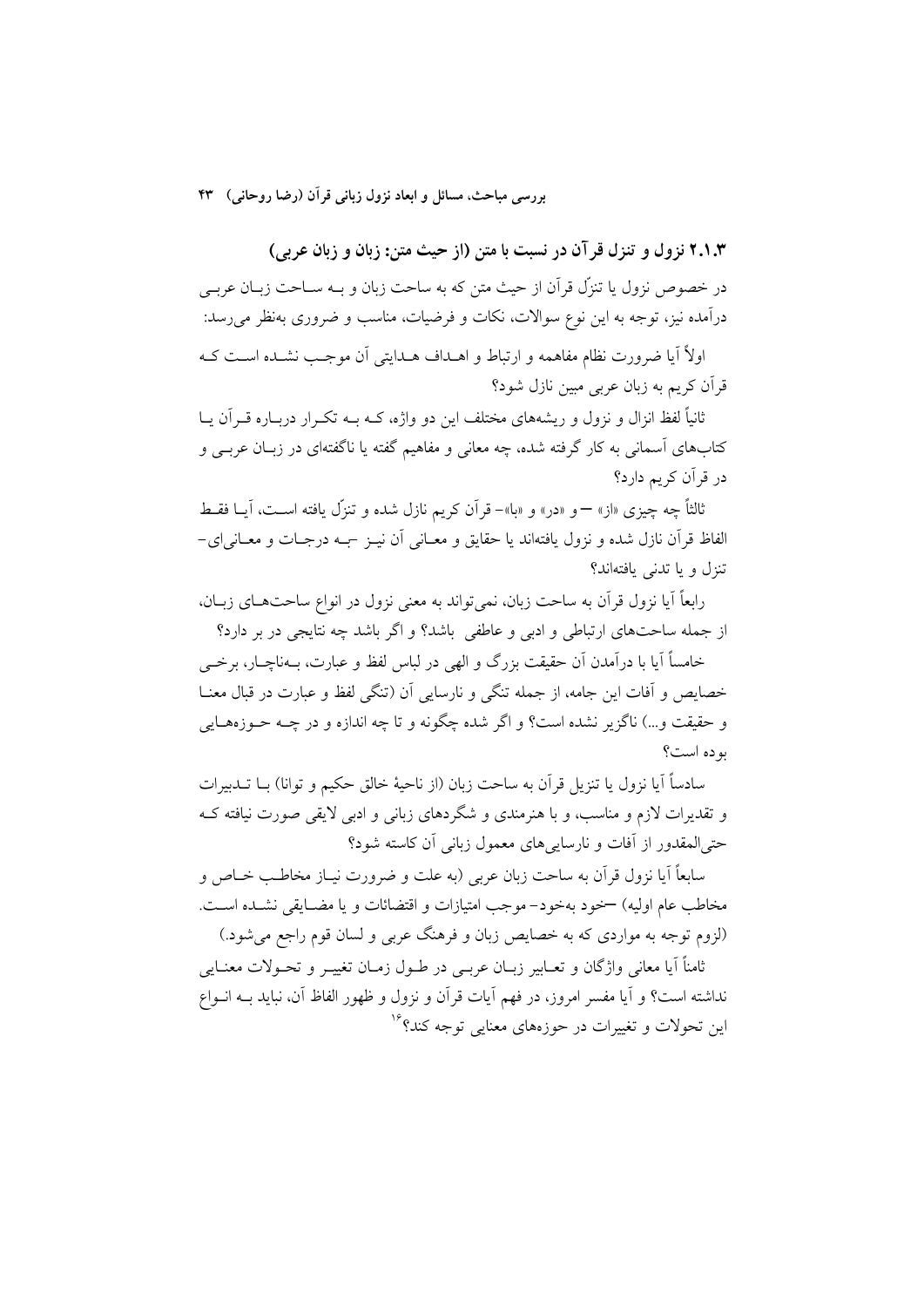### ۲.۱.۳ نزول و تنزل قرآن در نسبت با متن (از حیث متن: زبان و زبان عربی)

در خصوص نزول یا تنزّل قرآن از حیث متن که به ساحت زبان و بـه سـاحت زبـان عربـی درآمده نیز، توجه به این نوع سوالات، نکات و فرضیات، مناسب و ضروری به‌نظر می‌رسد:

اولاً آیا ضرورت نظام مفاهمه و ارتباط و اهـداف هـدایتی آن موجـب نشـده اسـت کـه قرآن کریم به زبان عربی مبین نازل شود؟

ثانیاً لفظ انزال و نزول و ریشه‌های مختلف این دو واژه، کـه بـه تکـرار دربـاره قـرآن یـا کتاب‌های آسمانی به کار گرفته شده، چه معانی و مفاهیم گفته یا ناگفته‌ای در زبـان عربـی و در قرآن کریم دارد؟

ثالثاً چه چیزی «از» —و «در» و «با»- قرآن کریم نازل شده و تنزّل یافته اسـت، آیـا فقـط الفاظ قرآن نازل شده و نزول یافته‌اند یا حقایق و معـانی آن نیـز -بـه درجـات و معـانی‌ای- تنزل و یا تدنی یافته‌اند؟

رابعاً آیا نزول قرآن به ساحت زبان، نمی‌تواند به معنی نزول در انواع ساحت‌هـای زبـان، از جمله ساحت‌های ارتباطی و ادبی و عاطفی باشد؟ و اگر باشد چه نتایجی در بر دارد؟

خامساً آیا با درآمدن آن حقیقت بزرگ و الهی در لباس لفظ و عبارت، بـه‌ناچـار، برخـی خصایص و آفات این جامه، از جمله تنگی و نارسایی آن (تنگی لفظ و عبارت در قبال معنـا و حقیقت و...) ناگزیر نشده است؟ و اگر شده چگونه و تا چه اندازه و در چـه حـوزه‌هـایی بوده است؟

سادساً آیا نزول یا تنزیل قرآن به ساحت زبان (از ناحیهٔ خالق حکیم و توانا) بـا تـدبیرات و تقدیرات لازم و مناسب، و با هنرمندی و شگردهای زبانی و ادبی لایقی صورت نیافته کـه حتی‌المقدور از آفات و نارسایی‌های معمول زبانی آن کاسته شود؟

سابعاً آیا نزول قرآن به ساحت زبان عربی (به علت و ضرورت نیـاز مخاطـب خـاص و مخاطب عام اولیه) —خود به‌خود- موجب امتیازات و اقتضائات و یا مضـایقی نشـده اسـت. (لزوم توجه به مواردی که به خصایص زبان و فرهنگ عربی و لسان قوم راجع می‌شود.)

ثامناً آیا معانی واژگان و تعـابیر زبـان عربـی در طـول زمـان تغییـر و تحـولات معنـایی نداشته است؟ و آیا مفسر امروز، در فهم آیات قرآن و نزول و ظهور الفاظ آن، نباید بـه انـواع این تحولات و تغییرات در حوزه‌های معنایی توجه کند؟[۱۶]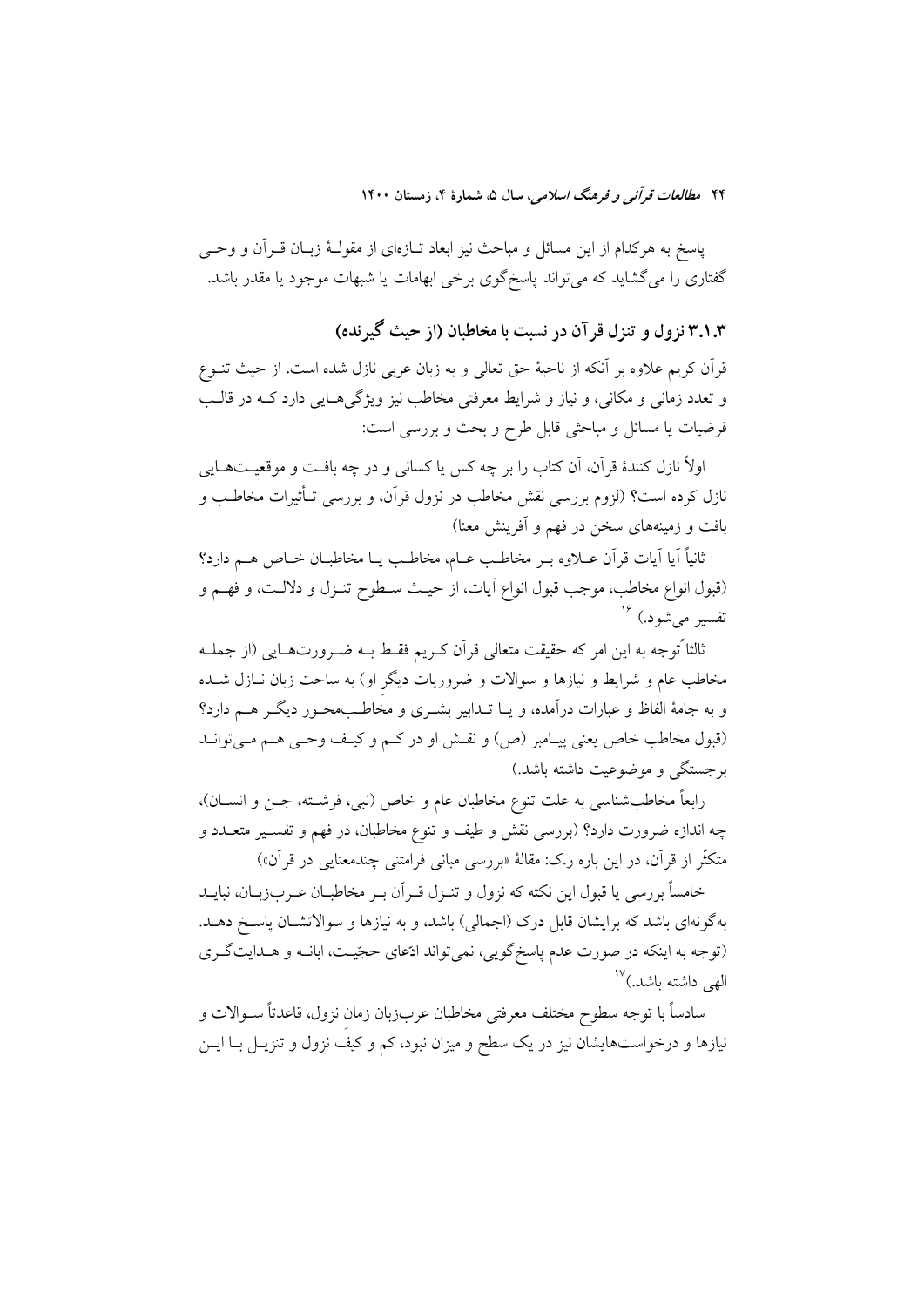پاسخ به هرکدام از این مسائل و مباحث نیز ابعاد تازه‌ای از مقولهٔ زبان قرآن و وحی گفتاری را می‌گشاید که می‌تواند پاسخ‌گوی برخی ابهامات یا شبهات موجود یا مقدر باشد.

### ۳.۱.۳ نزول و تنزل قرآن در نسبت با مخاطبان (از حیث گیرنده)

قرآن کریم علاوه بر آنکه از ناحیهٔ حق تعالی و به زبان عربی نازل شده است، از حیث تنوع و تعدد زمانی و مکانی، و نیاز و شرایط معرفتی مخاطب نیز ویژگی‌هایی دارد که در قالب فرضیات یا مسائل و مباحثی قابل طرح و بحث و بررسی است:

اولاً نازل کنندهٔ قرآن، آن کتاب را بر چه کس یا کسانی و در چه بافت و موقعیت‌هایی نازل کرده است؟ (لزوم بررسی نقش مخاطب در نزول قرآن، و بررسی تأثیرات مخاطب و بافت و زمینه‌های سخن در فهم و آفرینش معنا)

ثانیاً آیا آیات قرآن علاوه بر مخاطب عام، مخاطب یا مخاطبان خاص هم دارد؟ (قبول انواع مخاطب، موجب قبول انواع آیات، از حیث سطوح تنزل و دلالت، و فهم و تفسیر می‌شود.) [۱۶]

ثالثاً توجه به این امر که حقیقت متعالی قرآن کریم فقط به ضرورت‌هایی (از جمله مخاطب عام و شرایط و نیازها و سوالات و ضروریات دیگرِ او) به ساحت زبان نازل شده و به جامهٔ الفاظ و عبارات درآمده، و یا تدابیر بشری و یا مخاطب‌محور دیگر هم دارد؟ (قبول مخاطب خاص یعنی پیامبر (ص) و نقش او در کم و کیف وحی هم می‌تواند برجستگی و موضوعیت داشته باشد.)

رابعاً مخاطب‌شناسی به علت تنوع مخاطبان عام و خاص (نبی، فرشته، جن و انسان)، چه اندازه ضرورت دارد؟ (بررسی نقش و طیف و تنوع مخاطبان، در فهم و تفسیر متعدد و متکثّر از قرآن، در این باره ر.ک: مقالهٔ «بررسی مبانی فرامتنی چندمعنایی در قرآن»)

خامساً بررسی یا قبول این نکته که نزول و تنزل قرآن بر مخاطبان عرب‌زبان، نباید به‌گونه‌ای باشد که برایشان قابل درک (اجمالی) باشد، و به نیازها و سوالاتشان پاسخ دهد. (توجه به اینکه در صورت عدم پاسخ‌گویی، نمی‌تواند ادّعای حجّیت، ابانه و هدایت‌گری الهی داشته باشد.)[۱۷]

سادساً با توجه سطوح مختلف معرفتی مخاطبان عرب‌زبان زمان نزول، قاعدتاً سوالات و نیازها و درخواست‌هایشان نیز در یک سطح و میزان نبود، کم و کیف نزول و تنزیل با این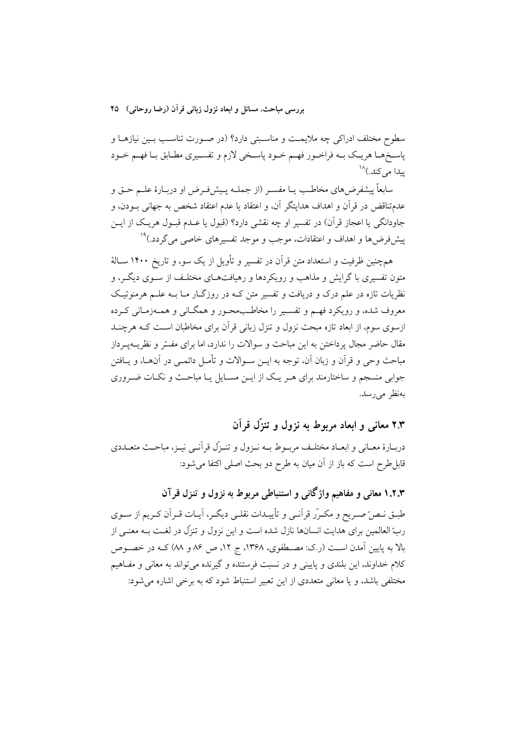سطوح مختلف ادراکی چه ملایمت و مناسبتی دارد؟ (در صورت تناسب بین نیازها و پاسخ‌ها هریک به فراخور فهم خود پاسخی لازم و تفسیری مطابق با فهم خود پیدا می‌کند.)[18]

سابعاً پیشفرض‌های مخاطب یا مفسر (از جمله پیش‌فرض او دربارهٔ علم حق و عدم‌تناقض در قرآن و اهداف هدایتگر آن، و اعتقاد یا عدم اعتقاد شخص به جهانی بودن، و جاودانگی یا اعجاز قرآن) در تفسیر او چه نقشی دارد؟ (قبول یا عدم قبول هریک از این پیش‌فرض‌ها و اهداف و اعتقادات، موجب و موجد تفسیرهای خاصی می‌گردد.)[19]

هم‌چنین ظرفیت و استعداد متن قرآن در تفسیر و تأویل از یک سو، و تاریخ ۱۴۰۰ سالهٔ متون تفسیری با گرایش و مذاهب و رویکردها و رهیافت‌های مختلف از سوی دیگر، و نظریات تازه در علم درک و دریافت و تفسیر متن که در روزگار ما به علم هرمنوتیک معروف شده، و رویکرد فهم و تفسیر را مخاطب‌محور و همگانی و همه‌زمانی کرده ازسوی سوم، از ابعاد تازه مبحث نزول و تنزل زبانی قرآن برای مخاطبان است که هرچند مقال حاضر مجال پرداختن به این مباحث و سوالات را ندارد، اما برای مفسّر و نظریه‌پرداز مباحث وحی و قرآن و زبان آن، توجه به این سوالات و تأمل دائمی در آن‌ها، و یافتن جوابی منسجم و ساختارمند برای هر یک از این مسایل یا مباحث و نکات ضروری به‌نظر می‌رسد.

## ۲.۳ معانی و ابعاد مربوط به نزول و تنزّل قرآن

دربارهٔ معانی و ابعاد مختلف مربوط به نزول و تنزّل قرآنی نیز، مباحث متعددی قابل‌طرح است که باز از آن میان به طرح دو بحث اصلی اکتفا می‌شود:

### ۱.۲.۳ معانی و مفاهیم واژگانی و استنباطی مربوط به نزول و تنزل قرآن

طبق نصّ صریح و مکرّر قرآنی و تأییدات نقلی دیگر، آیات قرآن کریم از سوی ربّ العالمین برای هدایت انسانها نازل شده است و این نزول و تنزّل در لغت به معنی از بالا به پایین آمدن است (ر.ک: مصطفوی، ۱۳۶۸، ج ۱۲، ص ۸۶ و ۸۸) که در خصوص کلام خداوند، این بلندی و پایینی و در نسبت فرستنده و گیرنده می‌تواند به معانی و مفاهیم مختلفی باشد، و یا معانی متعددی از این تعبیر استنباط شود که به برخی اشاره می‌شود: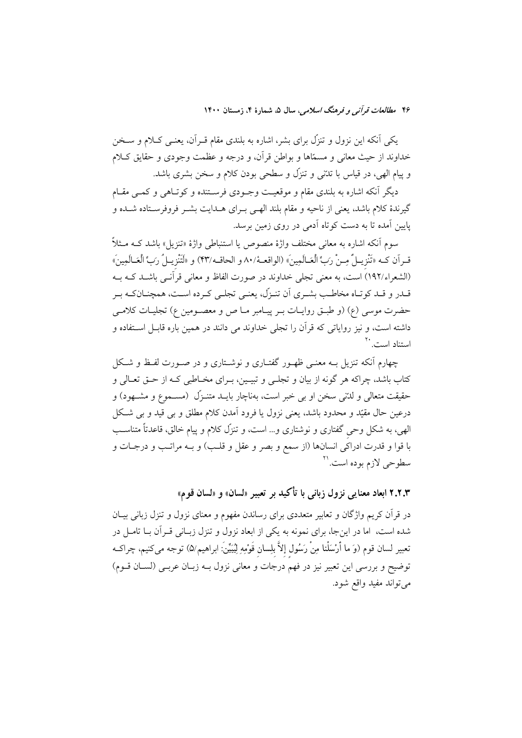یکی آنکه این نزول و تنزّل برای بشر، اشاره به بلندی مقام قـرآن، یعنـی کـلام و سـخن خداوند از حیث معانی و مسمّاها و بواطن قرآن، و درجه و عظمت وجودی و حقایق کـلام و پیام الهی، در قیاس با تدنّی و تنزّل و سطحی بودن کلام و سخن بشری باشد.

دیگر آنکه اشاره به بلندی مقام و موقعیـت وجـودی فرسـتنده و کوتـاهی و کمـی مقـام گیرندهٔ کلام باشد، یعنی از ناحیه و مقام بلند الهـی بـرای هـدایت بشـر فروفرسـتاده شـده و پایین آمده تا به دست کوتاه آدمی در روی زمین برسد.

سوم آنکه اشاره به معانی مختلف واژهٔ منصوص یا استنباطی واژهٔ «تنزیل» باشد کـه مـثلاً قـرآن کـه «تَنْزِيـلٌ مِـنْ رَبِّ الْعَـالَمِينَ» (الواقعـهٔ/۸۰ و الحاقـه/۴۳) و «لَتَنْزِيـلُ رَبِّ الْعَـالَمِينَ» (الشعراء/۱۹۲) است، به معنی تجلی خداوند در صورت الفاظ و معانی قرآنـی باشـد کـه بـه قـدر و قـد کوتـاه مخاطـب بشـری آن تنـزّل، یعنـی تجلـی کـرده اسـت، همچنـانکـه بـر حضرت موسی (ع) (و طبـق روایـات بـر پیـامبر مـا ص و معصـومین ع) تجلیـات کلامـی داشته است، و نیز روایاتی که قرآن را تجلی خداوند می دانند در همین باره قابـل اسـتفاده و استناد است.[20]

چهارم آنکه تنزیل بـه معنـی ظهـور گفتـاری و نوشـتاری و در صـورت لفـظ و شـکل کتاب باشد، چراکه هر گونه از بیان و تجلـی و تبیـین، بـرای مخـاطبی کـه از حـق تعـالی و حقیقت متعالی و لدنّی سخن او بی خبر است، بهناچار بایـد متنـزّل (مسـموع و مشـهود) و درعین حال مقیّد و محدود باشد، یعنی نزول یا فرود آمدن کلام مطلق و بی قید و بی شـکل الهی، به شکل وحیِ گفتاری و نوشتاری و... است، و تنزّل کلام و پیام خالق، قاعدتاً متناسـب با قوا و قدرت ادراکی انسانها (از سمع و بصر و عقل و قلـب) و بـه مراتـب و درجـات و سطوحی لازم بوده است.[21]

### ۲.۲.۳ ابعاد معنایی نزول زبانی با تأکید بر تعبیر «لسان» و «لسان قوم»

در قرآن کریم واژگان و تعابیر متعددی برای رساندن مفهوم و معنای نزول و تنزل زبانی بیـان شده است، اما در اینجا، برای نمونه به یکی از ابعاد نزول و تنزل زبـانی قـرآن بـا تامـل در تعبیر لسان قوم (وَ ما أَرْسَلْنا مِنْ رَسُولٍ إِلاَّ بِلِسانِ قَوْمِهِ لِيُبَيِّنَ: ابراهيم/۵) توجه میکنیم، چراکـه توضیح و بررسی این تعبیر نیز در فهمِ درجات و معانی نزول بـه زبـان عربـی (لسـان قـوم) میتواند مفید واقع شود.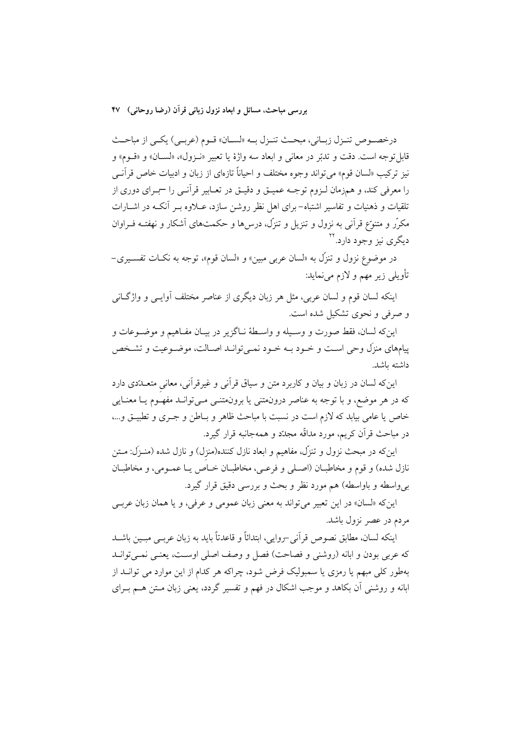درخصوص تنزل زبانی، مبحث تنزل به «لسان» قوم (عربی) یکی از مباحث قابل‌توجه است. دقت و تدبّر در معانی و ابعاد سه واژهٔ یا تعبیر «نزول»، «لسان» و «قوم» و نیز ترکیب «لسان قوم» می‌تواند وجوه مختلف و احیاناً تازه‌ای از زبان و ادبیات خاص قرآنی را معرفی کند، و همزمان لزوم توجه عمیق و دقیق در تعابیر قرآنی را –برای دوری از تلقیات و ذهنیات و تفاسیر اشتباه– برای اهل نظر روشن سازد، علاوه بر آنکه در اشارات مکرّر و متنوّع قرآنی به نزول و تنزیل و تنزّل، درس‌ها و حکمت‌های آشکار و نهفته فراوان دیگری نیز وجود دارد.[22]

در موضوع نزول و تنزّل به «لسان عربی مبین» و «لسان قوم»، توجه به نکات تفسیری- تأویلی زیر مهم و لازم می‌نماید:

اینکه لسان قوم و لسان عربی، مثل هر زبان دیگری از عناصر مختلف آوایی و واژگانی و صرفی و نحوی تشکیل شده است.

این‌که لسان، فقط صورت و وسیله و واسطهٔ ناگزیر در بیان مفاهیم و موضوعات و پیام‌های منزَل وحی است و خود به خود نمی‌تواند اصالت، موضوعیت و تشخص داشته باشد.

این‌که لسان در زبان و بیان و کاربرد متن و سیاق قرآنی و غیرقرآنی، معانیِ متعدّدی دارد که در هر موضع، و با توجه به عناصر درون‌متنی یا برون‌متنی می‌تواند مفهوم یا معنایی خاص یا عامی بیابد که لازم است در نسبت با مباحث ظاهر و باطن و جری و تطبیق و...، در مباحث قرآن کریم، مورد مداقّه مجدّد و همه‌جانبه قرار گیرد.

این‌که در مبحث نزول و تنزّل، مفاهیم و ابعاد نازل کننده(منزِل) و نازل شده (منزَل: متن نازل شده) و قوم و مخاطبان (اصلی و فرعی، مخاطبان خاص یا عمومی، و مخاطبان بی‌واسطه و باواسطه) هم مورد نظر و بحث و بررسی دقیق قرار گیرد.

این‌که «لسان» در این تعبیر می‌تواند به معنی زبان عمومی و عرفی، و یا همان زبان عربی مردم در عصر نزول باشد.

اینکه لسان، مطابق نصوص قرآنی-روایی، ابتدائاً و قاعدتاً باید به زبان عربی مبین باشد که عربی بودن و ابانه (روشنی و فصاحت) فصل و وصف اصلی اوست، یعنی نمی‌تواند به‌طور کلی مبهم یا رمزی یا سمبولیک فرض شود، چراکه هر کدام از این موارد می تواند از ابانه و روشنی آن بکاهد و موجب اشکال در فهم و تفسیر گردد، یعنی زبان متن هم برای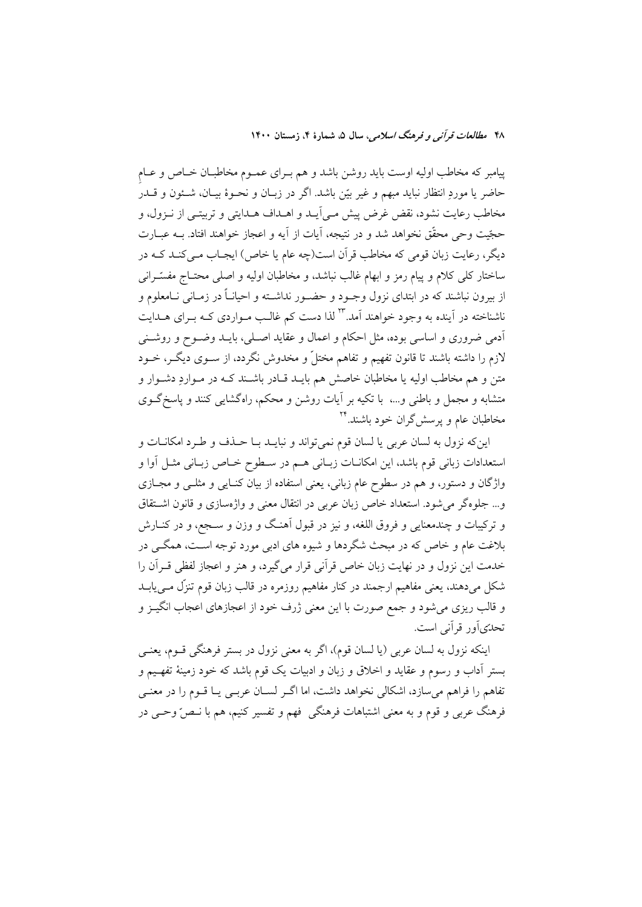پیامبر که مخاطب اولیه اوست باید روشن باشد و هم بـرای عمـوم مخاطبـان خـاص و عـامِ حاضر یا موردِ انتظار نباید مبهم و غیر بیّن باشد. اگر در زبـان و نحـوۀ بیـان، شـئون و قـدر مخاطب رعایت نشود، نقض غرض پیش مـی‌آیـد و اهـداف هـدایتی و تربیتـی از نـزول، و حجّیت وحی محقّق نخواهد شد و در نتیجه، آیات از آیه و اعجاز خواهند افتاد. بـه عبـارت دیگر، رعایت زبان قومی که مخاطب قرآن است(چه عام یا خاص) ایجـاب مـی‌کنـد کـه در ساختار کلی کلام و پیام رمز و ابهام غالب نباشد، و مخاطبان اولیه و اصلی محتـاج مفسّـرانی از بیرون نباشند که در ابتدای نزول وجـود و حضـور نداشـته و احیانـاً در زمـانی نـامعلوم و ناشناخته در آینده به وجود خواهند آمد.[23] لذا دست کم غالـب مـواردی کـه بـرای هـدایت آدمی ضروری و اساسی بوده، مثل احکام و اعمال و عقاید اصـلی، بایـد وضـوح و روشـنی لازم را داشته باشند تا قانون تفهیم و تفاهم مختلّ و مخدوش نگردد، از سـوی دیگـر، خـود متن و هم مخاطب اولیه یا مخاطبان خاصش هم بایـد قـادر باشـند کـه در مـوارد دشـوار و متشابه و مجمل و باطنی و...، با تکیه بر آیات روشن و محکم، راه‌گشایی کنند و پاسخ‌گـوی مخاطبان عام و پرسش‌گران خود باشند.[24]

این‌که نزول به لسان عربی یا لسان قوم نمی‌تواند و نبایـد بـا حـذف و طـرد امکانـات و استعدادات زبانی قوم باشد، این امکانـات زبـانی هـم در سـطوح خـاص زبـانی مثـل آوا و واژگان و دستور، و هم در سطوح عام زبانی، یعنی استفاده از بیان کنـایی و مثلـی و مجـازی و... جلوه‌گر می‌شود. استعداد خاص زبان عربی در انتقال معنی و واژه‌سازی و قانون اشـتقاق و ترکیبات و چندمعنایی و فروق اللغه، و نیز در قبول آهنـگ و وزن و سـجع، و در کنـارش بلاغت عام و خاص که در مبحث شگردها و شیوه های ادبی مورد توجه اسـت، همگـی در خدمت این نزول و در نهایت زبان خاص قرآنی قرار می‌گیرد، و هنر و اعجاز لفظی قـرآن را شکل می‌دهند، یعنی مفاهیم ارجمند در کنار مفاهیم روزمره در قالب زبان قوم تنزّل مـی‌یابـد و قالب ریزی می‌شود و جمع صورت با این معنی ژرف خود از اعجازهای اعجاب انگیـز و تحدی‌آور قرآنی است.

اینکه نزول به لسان عربی (یا لسان قوم)، اگر به معنی نزول در بستر فرهنگی قـوم، یعنـی بستر آداب و رسوم و عقاید و اخلاق و زبان و ادبیات یک قوم باشد که خود زمینۀ تفهـیم و تفاهم را فراهم می‌سازد، اشکالی نخواهد داشت، اما اگـر لسـان عربـی یـا قـوم را در معنـی فرهنگ عربی و قوم و به معنی اشتباهات فرهنگی فهم و تفسیر کنیم، هم با نـصّ وحـی در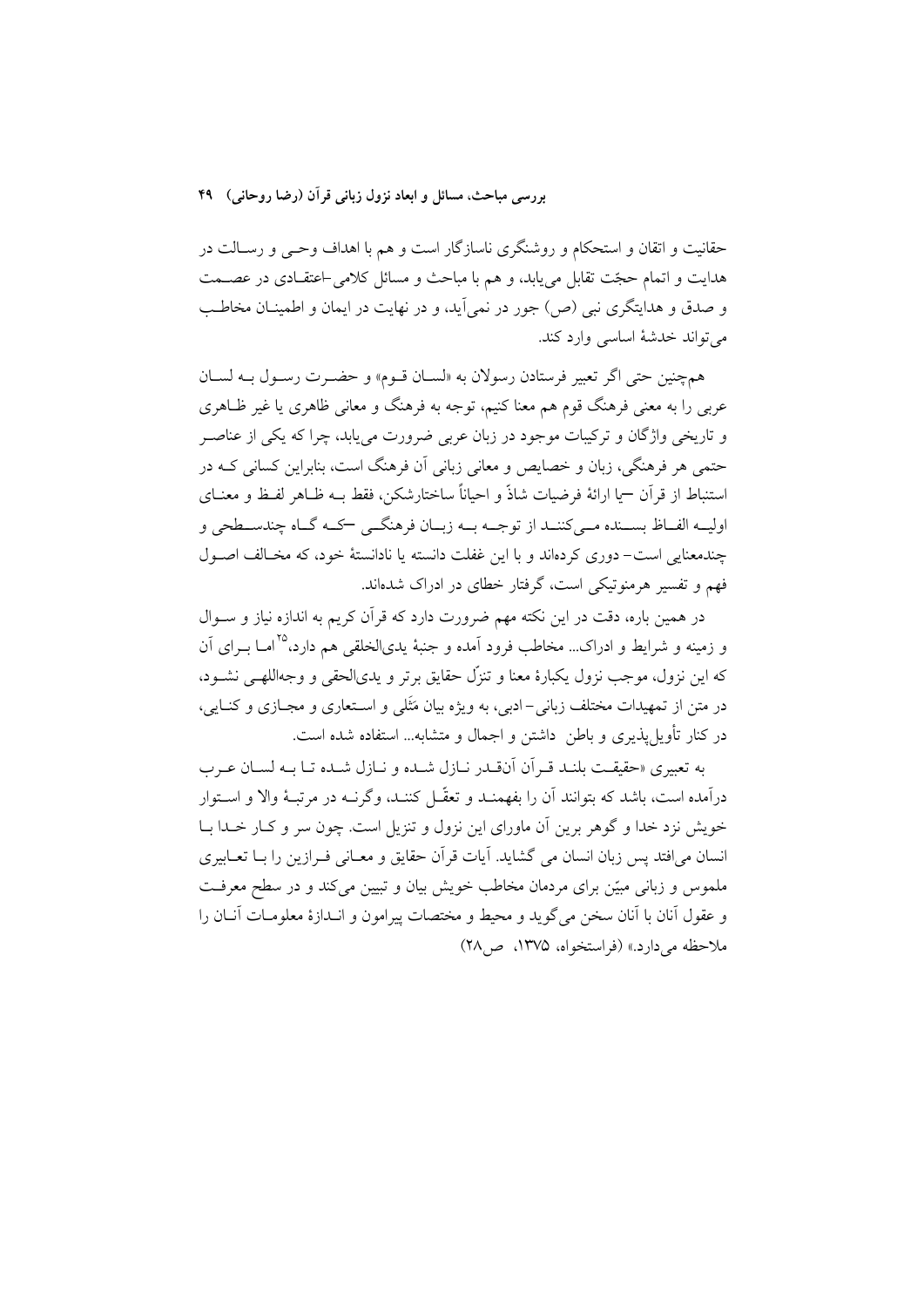حقانیت و اتقان و استحکام و روشنگری ناسازگار است و هم با اهداف وحـی و رسـالت در هدایت و اتمام حجّت تقابل می‌یابد، و هم با مباحث و مسائل کلامی-اعتقـادی در عصـمت و صدق و هدایتگری نبی (ص) جور در نمی‌آید، و در نهایت در ایمان و اطمینـان مخاطـب می‌تواند خدشهٔ اساسی وارد کند.

هم‌چنین حتی اگر تعبیر فرستادن رسولان به «لسـان قـوم» و حضـرت رسـول بـه لسـان عربی را به معنی فرهنگ قوم هم معنا کنیم، توجه به فرهنگ و معانی ظاهری یا غیر ظـاهری و تاریخی واژگان و ترکیبات موجود در زبان عربی ضرورت می‌یابد، چرا که یکی از عناصـر حتمی هر فرهنگی، زبان و خصایص و معانی زبانی آن فرهنگ است، بنابراین کسانی کـه در استنباط از قرآن –یا ارائهٔ فرضیات شاذّ و احیاناً ساختارشکن، فقط بـه ظـاهر لفـظ و معنـای اولیـه الفـاظ بسـنده مـی‌کننـد از توجـه بـه زبـان فرهنگـی –کـه گـاه چندسـطحی و چندمعنایی است- دوری کرده‌اند و با این غفلت دانسته یا نادانستهٔ خود، که مخـالف اصـول فهم و تفسیر هرمنوتیکی است، گرفتار خطای در ادراک شده‌اند.

در همین باره، دقت در این نکته مهم ضرورت دارد که قرآن کریم به اندازه نیاز و سـوال و زمینه و شرایط و ادراک... مخاطب فرود آمده و جنبهٔ یدی‌الخلقی هم دارد،[25] امـا بـرای آن که این نزول، موجب نزول یکبارهٔ معنا و تنزّل حقایق برتر و یدی‌الحقی و وجه‌اللهـی نشـود، در متن از تمهیدات مختلف زبانی-ادبی، به ویژه بیان مَثَلی و اسـتعاری و مجـازی و کنـایی، در کنار تأویل‌پذیری و باطن داشتن و اجمال و متشابه... استفاده شده است.

به تعبیری «حقیقـت بلنـد قـرآن آنقـدر نـازل شـده و نـازل شـده تـا بـه لسـان عـرب درآمده است، باشد که بتوانند آن را بفهمنـد و تعقّـل کننـد، وگرنـه در مرتبـهٔ والا و اسـتوار خویش نزد خدا و گوهر برین آن ماورای این نزول و تنزیل است. چون سر و کـار خـدا بـا انسان می‌افتد پس زبان انسان می گشاید. آیات قرآن حقایق و معـانی فـرازین را بـا تعـابیری ملموس و زبانی مبیّن برای مردمان مخاطب خویش بیان و تبیین می‌کند و در سطح معرفـت و عقول آنان با آنان سخن می‌گوید و محیط و مختصات پیرامون و انـدازهٔ معلومـات آنـان را ملاحظه می‌دارد.» (فراستخواه، ۱۳۷۵، ص۲۸)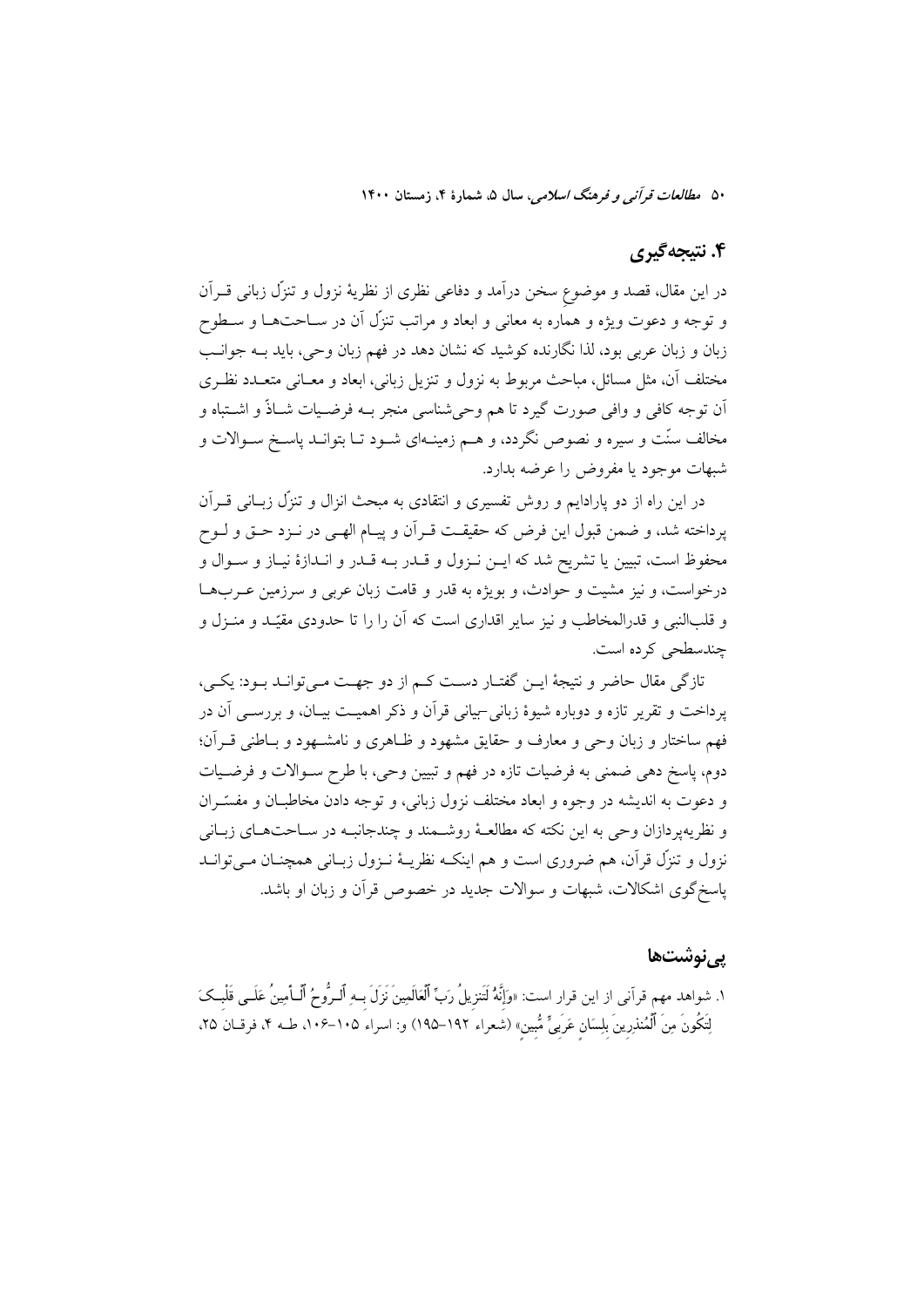## ۴. نتیجه‌گیری

در این مقال، قصد و موضوعِ سخن درآمد و دفاعی نظری از نظریهٔ نزول و تنزّل زبانی قـرآن و توجه و دعوت ویژه و همارِه به معانی و ابعاد و مراتب تنزّل آن در سـاحت‌هـا و سـطوح زبان و زبان عربی بود، لذا نگارنده کوشید که نشان دهد در فهم زبان وحی، باید بـه جوانـب مختلف آن، مثل مسائل، مباحث مربوط به نزول و تنزیل زبانی، ابعاد و معـانی متعـدد نظـری آن توجه کافی و وافی صورت گیرد تا هم وحی‌شناسی منجر بـه فرضـیات شـاذّ و اشـتباه و مخالف سنّت و سیره و نصوص نگردد، و هـم زمینـه‌ای شـود تـا بتوانـد پاسـخ سـوالات و شبهات موجود یا مفروض را عرضه بدارد.

در این راه از دو پارادایم و روش تفسیری و انتقادی به مبحث انزال و تنزّل زبـانی قـرآن پرداخته شد، و ضمن قبول این فرض که حقیقـت قـرآن و پیـام الهـی در نـزد حـق و لـوح محفوظ است، تبیین یا تشریح شد که ایـن نـزول و قـدر بـه قـدر و انـدازهٔ نیـاز و سـوال و درخواست، و نیز مشیت و حوادث، و بویژه به قدر و قامت زبان عربی و سرزمین عـرب‌هـا و قلب‌النبی و قدرالمخاطب و نیز سایر اقداری است که آن را را تا حدودی مقیّـد و منـزل و چندسطحی کرده است.

تازگی مقال حاضر و نتیجهٔ ایـن گفتـار دسـت کـم از دو جهـت مـی‌توانـد بـود: یکـی، پرداخت و تقریر تازه و دوباره شیوهٔ زبانی-بیانی قرآن و ذکر اهمیـت بیـان، و بررسـی آن در فهم ساختار و زبان وحی و معارف و حقایق مشهود و ظـاهری و نامشـهود و بـاطنی قـرآن؛ دوم، پاسخ دهی ضمنی به فرضیات تازه در فهم و تبیین وحی، با طرح سـوالات و فرضـیات و دعوت به اندیشه در وجوه و ابعاد مختلف نزول زبانی، و توجه دادن مخاطبـان و مفسّـران و نظریه‌پردازان وحی به این نکته که مطالعـهٔ روشـمند و چندجانبـه در سـاحت‌هـای زبـانی نزول و تنزّل قرآن، هم ضروری است و هم اینکـه نظریـهٔ نـزول زبـانی همچنـان مـی‌توانـد پاسخ‌گوی اشکالات، شبهات و سوالات جدید در خصوص قرآن و زبان او باشد.

## پی‌نوشت‌ها

۱. شواهد مهم قرآنی از این قرار است: «وَإِنَّهُ لَتَنزِيلُ رَبِّ ٱلْعَالَمِينَ نَزَلَ بِـهِ ٱلـرُّوحُ ٱلْـأَمِينُ عَلَـى قَلْبِـكَ لِتَكُونَ مِنَ ٱلْمُنذِرِينَ بِلِسَانٍ عَرَبِيٍّ مُّبِينٍ» (شعراء ۱۹۲-۱۹۵) و: اسراء ۱۰۵-۱۰۶، طـه ۴، فرقـان ۲۵،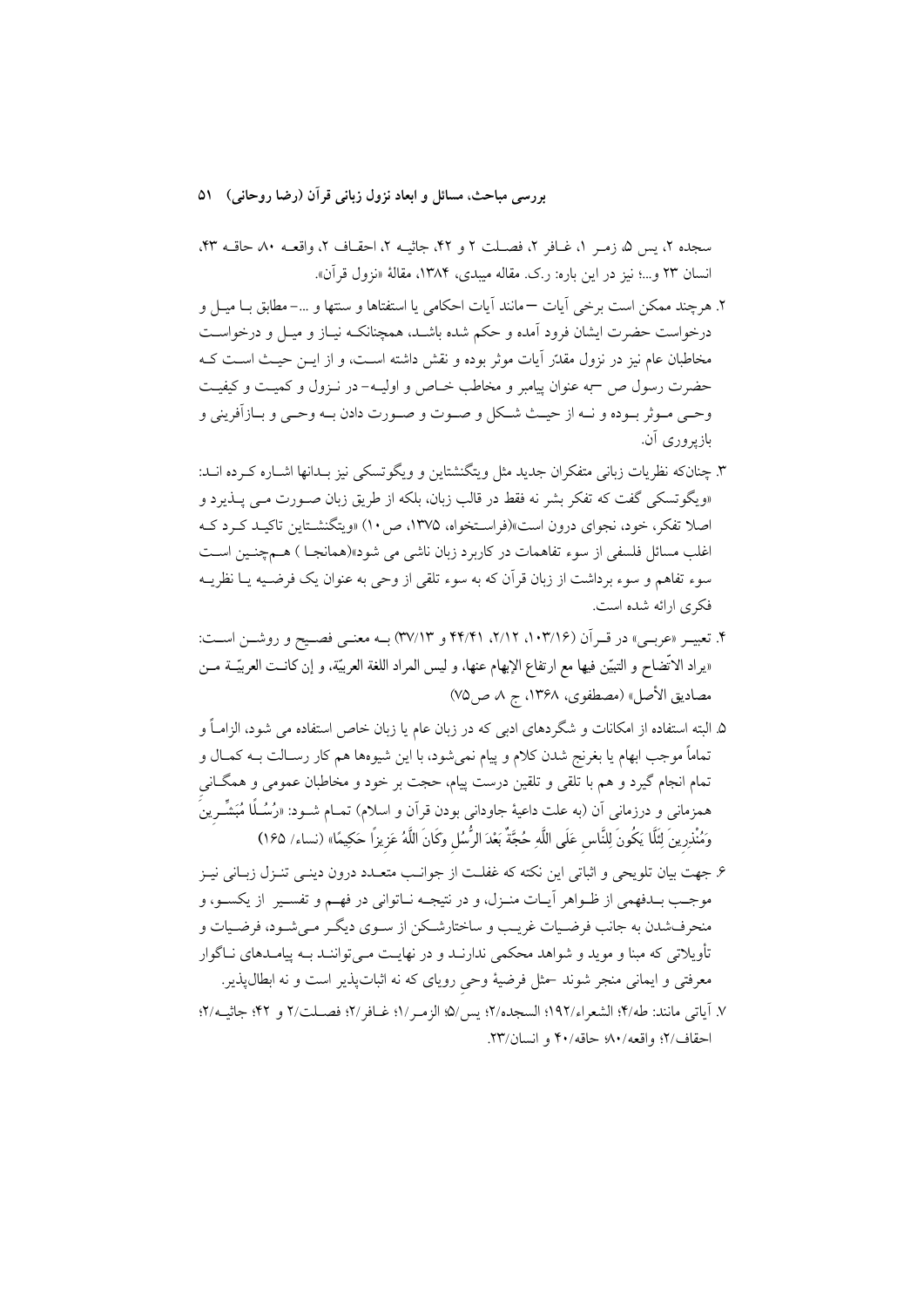سجده ۲، یس ۵، زمـر ۱، غـافر ۲، فصـلت ۲ و ۴۲، جاثیـه ۲، احقـاف ۲، واقعـه ۸۰، حاقـه ۴۳، انسان ۲۳ و...؛ نیز در این باره: ر.ک. مقاله میبدی، ۱۳۸۴، مقالهٔ «نزول قرآن».

۲. هرچند ممکن است برخی آیات – مانند آیات احکامی یا استفتاها و سنتها و ...– مطابق بـا میـل و درخواست حضرت ایشان فرود آمده و حکم شده باشـد، همچنانکـه نیـاز و میـل و درخواسـت مخاطبان عام نیز در نزول مقدّر آیات موثر بوده و نقش داشته اسـت، و از ایـن حیـث اسـت کـه حضرت رسول ص –به عنوان پیامبر و مخاطب خـاص و اولیـه– در نـزول و کمیـت و کیفیـت وحـی مـوثر بـوده و نـه از حیـث شـکل و صـوت و صـورت دادن بـه وحـی و بـازآفرینی و بازپروری آن.

۳. چنانکه نظریات زبانی متفکران جدید مثل ویتگنشتاین و ویگوتسکی نیز بـدانها اشـاره کـرده انـد: «ویگوتسکی گفت که تفکر بشر نه فقط در قالب زبان، بلکه از طریق زبان صـورت مـی پـذیرد و اصلا تفکر، خود، نجوای درون است»(فراسـتخواه، ۱۳۷۵، ص۱۰) «ویتگنشـتاین تاکیـد کـرد کـه اغلب مسائل فلسفی از سوء تفاهمات در کاربرد زبان ناشی می شود»(همانجـا ) هـم‌چنـین اسـت سوء تفاهم و سوء برداشت از زبان قرآن که به سوء تلقی از وحی به عنوان یک فرضـیه یـا نظریـه فکری ارائه شده است.

۴. تعبیـر «عربـی» در قـرآن (۱۰۳/۱۶، ۲/۱۲، ۴۴/۴۱ و ۳۷/۱۳) بـه معنـی فصـیح و روشـن اسـت: «یراد الاتّضاح و التبیّن فیها مع ارتفاع الإبهام عنها، و لیس المراد اللغة العربیّة، و إن کانـت العربیّـة مـن مصادیق الأصل» (مصطفوی، ۱۳۶۸، ج ۸ ص۷۵)

۵. البته استفاده از امکانات و شگردهای ادبی که در زبان عام یا زبان خاص استفاده می شود، الزامـاً و تماماً موجب ابهام یا بغرنج شدن کلام و پیام نمی‌شود، با این شیوه‌ها هم کار رسـالت بـه کمـال و تمام انجام گیرد و هم با تلقی و تلقین درست پیام، حجت بر خود و مخاطبان عمومی و همگـانی همزمانی و درزمانی آن (به علت داعیهٔ جاودانی بودن قرآن و اسلام) تمـام شـود: «رُسُـلًا مُبَشِّـرِينَ وَمُنْذِرِينَ لِئَلَّا يَكُونَ لِلنَّاسِ عَلَى اللَّهِ حُجَّةٌ بَعْدَ الرُّسُلِ وَكَانَ اللَّهُ عَزِيزاً حَكِيمًا» (نساء/ ۱۶۵)

۶. جهت بیان تلویحی و اثباتی این نکته که غفلـت از جوانـب متعـدد درون دینـی تنـزل زبـانی نیـز موجـب بـدفهمی از ظـواهر آیـات منـزل، و در نتیجـه نـاتوانی در فهـم و تفسـیر از یکسـو، و منحرف‌شدن به جانب فرضـیات غریـب و ساختارشـکن از سـوی دیگـر مـی‌شـود، فرضـیات و تأویلاتی که مبنا و موید و شواهد محکمی ندارنـد و در نهایـت مـی‌تواننـد بـه پیامـدهای نـاگوار معرفتی و ایمانی منجر شوند –مثل فرضیهٔ وحیِ رویای که نه اثبات‌پذیر است و نه ابطال‌پذیر.

۷. آیاتی مانند: طه/۴؛ الشعراء/۱۹۲؛ السجده/۲؛ یس/۵؛ الزمـر/۱؛ غـافر/۲؛ فصـلت/۲ و ۴۲؛ جاثیـه/۲؛ احقاف/۲؛ واقعه/۸۰؛ حاقه/۴۰ و انسان/۲۳.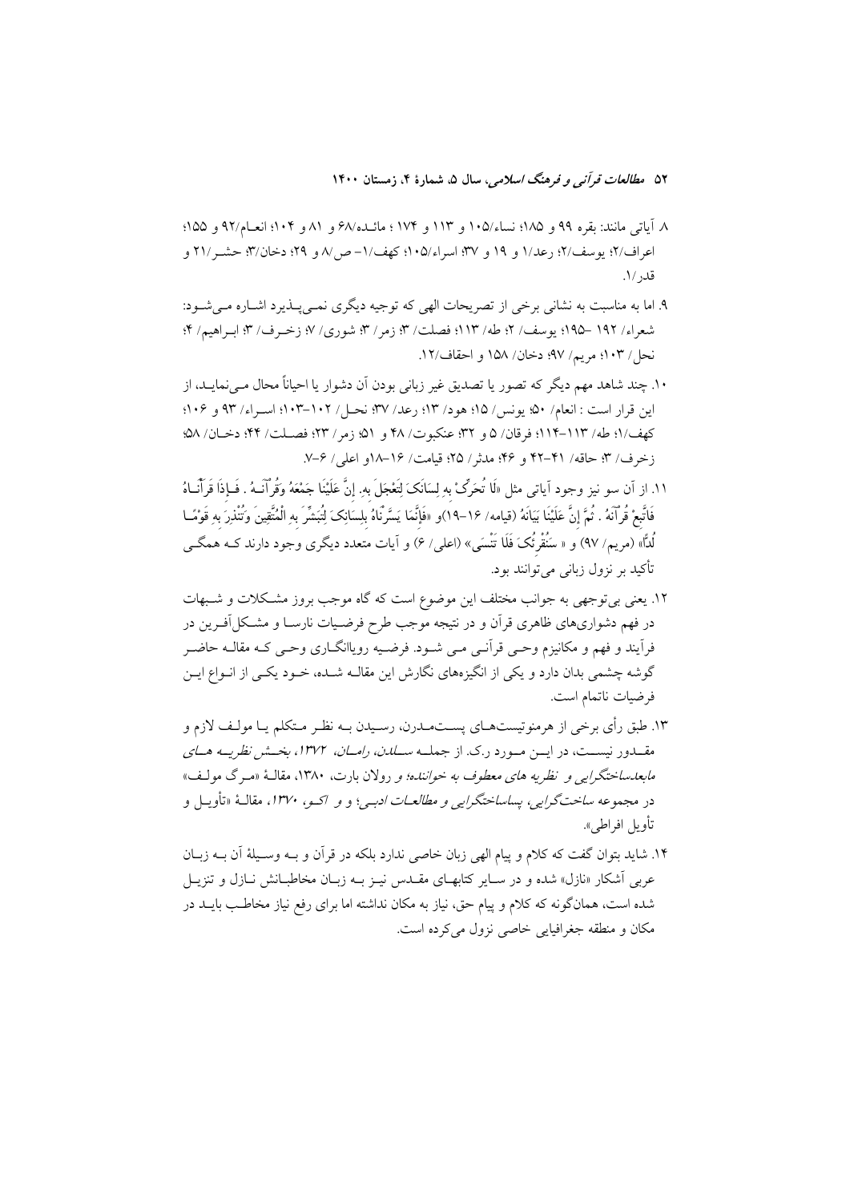۸. آیاتی مانند: بقره ۹۹ و ۱۸۵؛ نساء/۱۰۵ و ۱۱۳ و ۱۷۴ ؛ مائده/۶۸ و ۸۱ و ۱۰۴؛ انعام/۹۲ و ۱۵۵؛ اعراف/۲؛ یوسف/۲؛ رعد/۱ و ۱۹ و ۳۷؛ اسراء/۱۰۵؛ کهف/۱- ص/۸ و ۲۹؛ دخان/۳؛ حشر/۲۱ و قدر/۱.

۹. اما به مناسبت به نشانی برخی از تصریحات الهی که توجیه دیگری نمی‌پذیرد اشاره می‌شود: شعراء/ ۱۹۲ –۱۹۵؛ یوسف/ ۲؛ طه/ ۱۱۳؛ فصلت/ ۳؛ زمر/ ۳؛ شوری/ ۷؛ زخرف/ ۳؛ ابراهیم/ ۴؛ نحل/ ۱۰۳؛ مریم/ ۹۷؛ دخان/ ۱۵۸ و احقاف/۱۲.

۱۰. چند شاهد مهم دیگر که تصور یا تصدیق غیر زبانی بودن آن دشوار یا احیاناً محال می‌نماید، از این قرار است : انعام/ ۵۰؛ یونس/ ۱۵؛ هود/ ۱۳؛ رعد/ ۳۷؛ نحل/ ۱۰۲–۱۰۳؛ اسراء/ ۹۳ و ۱۰۶؛ کهف/۱؛ طه/ ۱۱۳–۱۱۴؛ فرقان/ ۵ و ۳۲؛ عنکبوت/ ۴۸ و ۵۱؛ زمر/ ۲۳؛ فصلت/ ۴۴؛ دخان/ ۵۸؛ زخرف/ ۳؛ حاقه/ ۴۱–۴۲ و ۴۶؛ مدثر/ ۲۵؛ قیامت/ ۱۶–۱۸و اعلی/ ۶–۷.

۱۱. از آن سو نیز وجود آیاتی مثل «لَا تُحَرِّكْ بِهِ لِسَانَكَ لِتَعْجَلَ بِهِ. إِنَّ عَلَيْنَا جَمْعَهُ وَقُرْآنَهُ . فَإِذَا قَرَأْنَاهُ فَاتَّبِعْ قُرْآنَهُ . ثُمَّ إِنَّ عَلَيْنَا بَيَانَهُ (قیامه/ ۱۶–۱۹)و «فَإِنَّمَا يَسَّرْنَاهُ بِلِسَانِكَ لِتُبَشِّرَ بِهِ الْمُتَّقِينَ وَتُنْذِرَ بِهِ قَوْمًا لُدًّا» (مریم/ ۹۷) و « سَنُقْرِئُكَ فَلَا تَنْسَى» (اعلی/ ۶) و آیات متعدد دیگری وجود دارند که همگی تأکید بر نزول زبانی می‌توانند بود.

۱۲. یعنی بی‌توجهی به جوانب مختلف این موضوع است که گاه موجب بروز مشکلات و شبهات در فهم دشواری‌های ظاهری قرآن و در نتیجه موجب طرح فرضیات نارسا و مشکل‌آفرین در فرآیند و فهم و مکانیزم وحی قرآنی می شود. فرضیه رویانگاری وحی که مقاله حاضر گوشه چشمی بدان دارد و یکی از انگیزه‌های نگارش این مقاله شده، خود یکی از انواع این فرضیات ناتمام است.

۱۳. طبق رأی برخی از هرمنوتیست‌های پست‌مدرن، رسیدن به نظر متکلم یا مولف لازم و مقدور نیست، در این مورد ر.ک. از جمله *سلدن، رامان، ۱۳۷۲، بخش نظریه های مابعدساختگرایی و نظریه های معطوف به خواننده؛* و رولان بارت، ۱۳۸۰، مقالهٔ «مرگ مولف» در مجموعه *ساخت‌گرایی، پساساختگرایی و مطالعات ادبی؛* و *و اکو، ۱۳۷۰،* مقالهٔ «تأویل و تأویل افراطی».

۱۴. شاید بتوان گفت که کلام و پیام الهی زبان خاصی ندارد بلکه در قرآن و به وسیلهٔ آن به زبان عربی آشکار «نازل» شده و در سایر کتابهای مقدس نیز به زبان مخاطبانش نازل و تنزیل شده است، همان‌گونه که کلام و پیام حق، نیاز به مکان نداشته اما برای رفع نیاز مخاطب باید در مکان و منطقه جغرافیایی خاصی نزول می‌کرده است.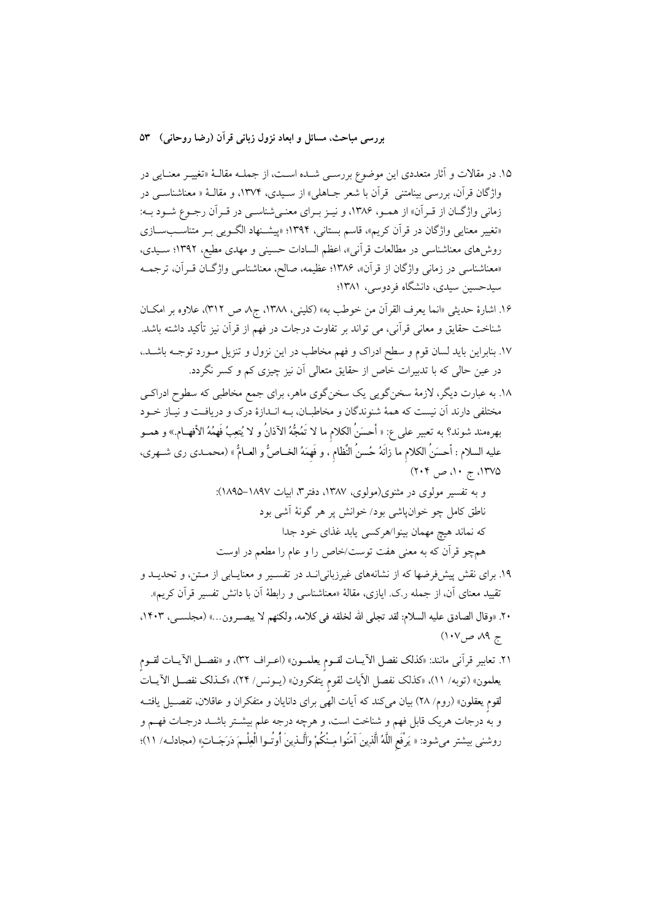۱۵. در مقالات و آثار متعددی این موضوع بررسی شده است، از جمله مقالهٔ «تغییر معنایی در واژگان قرآن، بررسی بینامتنی قرآن با شعر جاهلی» از سیدی، ۱۳۷۴، و مقالهٔ « معناشناسی در زمانی واژگان از قرآن» از همو، ۱۳۸۶، و نیز برای معنی‌شناسی در قرآن رجوع شود به: «تغییر معنایی واژگان در قرآن کریم»، قاسم بستانی، ۱۳۹۴؛ «پیشنهاد الگویی بر متناسب‌سازی روش‌های معناشناسی در مطالعات قرآنی»، اعظم السادات حسینی و مهدی مطیع، ۱۳۹۲؛ سیدی، «معناشناسی در زمانی واژگان از قرآن»، ۱۳۸۶؛ عظیمه، صالح، معناشناسی واژگان قرآن، ترجمه سیدحسین سیدی، دانشگاه فردوسی، ۱۳۸۱؛

۱۶. اشارهٔ حدیثی «انما یعرف القرآن من خوطب به» (کلینی، ۱۳۸۸، ج۸، ص ۳۱۲)، علاوه بر امکان شناخت حقایق و معانی قرآنی، می تواند بر تفاوت درجات در فهم از قرآن نیز تأکید داشته باشد.

۱۷. بنابراین باید لسان قوم و سطح ادراک و فهم مخاطب در این نزول و تنزیل مورد توجه باشد، در عین حالی که با تدبیرات خاص از حقایق متعالی آن نیز چیزی کم و کسر نگردد.

۱۸. به عبارت دیگر، لازمهٔ سخن‌گویی یک سخن‌گوی ماهر، برای جمع مخاطبی که سطوح ادراکی مختلفی دارند آن نیست که همهٔ شنوندگان و مخاطبان، بـه انـدازهٔ درک و دریافت و نیاز خود بهره‌مند شوند؟ به تعبیر علی ع: « أحسَنُ الکلامِ ما لا تَمُجُّهُ الآذانُ و لا یُتعِبُ فَهمُهُ الأفهام.» و همو علیه السلام : أحسَنُ الکلامِ ما زانَهُ حُسنُ النِّظامِ ، و فَهِمَهُ الخاصُّ و العامُّ » (محمدی ری شهری، ۱۳۷۵، ج ۱۰، ص ۲۰۴)

و به تفسیر مولوی در مثنوی(مولوی، ۱۳۸۷، دفتر۳، ابیات ۱۸۹۷–۱۸۹۵):

ناطق کامل چو خوان‌پاشی بود/ خوانش پر هر گونهٔ آشی بود

که نماند هیچ مهمان بینوا/هرکسی یابد غذای خود جدا

هم‌چو قرآن که به معنی هفت توست/خاص را و عام را مطعم در اوست

۱۹. برای نقش پیش‌فرضها که از نشانه‌های غیرزبانی‌اند در تفسیر و معنایابی از متن، و تحدید و تقیید معنای آن، از جمله ر.ک. ایازی، مقالهٔ «معناشناسی و رابطهٔ آن با دانش تفسیر قرآن کریم».

۲۰. «وقال الصادق علیه السلام: لقد تجلی الله لخلقه فی کلامه، ولکنهم لا یبصرون...» (مجلسی، ۱۴۰۳، ج ۸۹ ص۱۰۷)

۲۱. تعابیر قرآنی مانند: «کذلک نفصل الآیات لقوم یعلمون» (اعراف ۳۲)، و «نفصل الآیات لقوم یعلمون» (توبه/ ۱۱)، «کذلک نفصل الآیات لقوم یتفکرون» (یونس/ ۲۴)، «کذلک نفصل الآیات لقوم یعقلون» (روم/ ۲۸) بیان می‌کند که آیات الهی برای دانایان و متفکران و عاقلان، تفصیل یافته و به درجات هریک قابل فهم و شناخت است، و هرچه درجه علم بیشتر باشد درجات فهم و روشنی بیشتر می‌شود: « یَرْفَعِ اللَّهُ الَّذِینَ آمَنُوا مِنْکُمْ وَالَّذِینَ أُوتُوا الْعِلْمَ دَرَجَاتٍ» (مجادله/ ۱۱)؛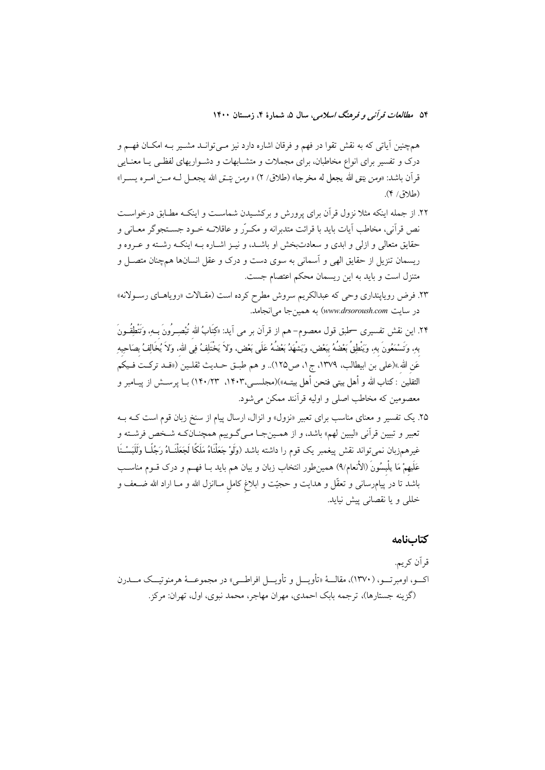همچنین آیاتی که به نقش تقوا در فهم و فرقان اشاره دارد نیز می‌تواند مشیر به امکان فهم و درک و تفسیر برای انواع مخاطبان، برای مجملات و متشابهات و دشواریهای لفظی یا معنایی قرآن باشد: «ومن یتق الله یجعل له مخرجا» (طلاق/ ۲) « ومن یتق الله یجعل له من امره یسرا» (طلاق/ ۴).

۲۲. از جمله اینکه مثلا نزول قرآن برای پرورش و برکشیدن شماست و اینکه مطابق درخواست نص قرآنی، مخاطب آیات باید با قرائت متدبرانه و مکرّر و عاقلانه خود جستجوگر معانی و حقایق متعالی و ازلی و ابدی و سعادت‌بخش او باشد، و نیز اشاره به اینکه رشته و عروه و ریسمان تنزیل از حقایق الهی و آسمانی به سوی دست و درک و عقل انسانها همچنان متصل و متنزل است و باید به این ریسمان محکم اعتصام جست.

۲۳. فرض رویاپنداری وحی که عبدالکریم سروش مطرح کرده است (مقالات «رویاهای رسولانه» در سایت www.drsoroush.com) به همین‌جا می‌انجامد.

۲۴. این نقش تفسیری –طبق قول معصوم– هم از قرآن بر می آید: «کِتَابُ اللهِ تُبْصِرُونَ بِهِ، وَتَنْطِقُونَ بِهِ، وَتَسْمَعُونَ بِهِ، وَیَنْطِقُ بَعْضُهُ بِبَعْض، وَیَشْهَدُ بَعْضُهُ عَلَى بَعْض، وَلاَ یَخْتَلِفُ فِی اللهِ، وَلاَ یُخَالِفُ بِصَاحِبِهِ عَنِ اللهِ.»(علی بن ابیطالب، ۱۳۷۹، ج۱، ص۱۲۵).. و هم طبق حدیث ثقلین («قد ترکت فیکم الثقلین : کتاب الله و أهل بیتی فنحن أهل بیته»)(مجلسی،۱۴۰۳، ۱۴۰/۲۳) با پرسش از پیامبر و معصومین که مخاطب اصلی و اولیه قرآنند ممکن می‌شود.

۲۵. یک تفسیر و معنای مناسب برای تعبیر «نزول» و انزال، ارسال پیام از سنخ زبان قوم است که به تعبیر و تبیین قرآنی «لیبین لهم» باشد، و از همین‌جا می‌گوییم همچنانکه شخص فرشته و غیرهم‌زبان نمی‌تواند نقش پیغمبر یک قوم را داشته باشد (وَلَوْ جَعَلْنَاهُ مَلَكًا لَجَعَلْنَاهُ رَجُلًا وَلَلَبَسْنَا عَلَیهِمْ مَا یلْبِسُونَ (الأنعام/۹) همین‌طور انتخاب زبان و بیان هم باید با فهم و درک قوم مناسب باشد تا در پیام‌رسانی و تعقّل و هدایت و حجیّت و ابلاغ کامل ماانزل الله و ما اراد الله ضعف و خللی و یا نقصانی پیش نیاید.

## کتاب‌نامه

قرآن کریم.

اکو، اومبرتو، (۱۳۷۰)، مقالهٔ «تأویل و تأویل افراطی» در مجموعهٔ هرمنوتیک مدرن (گزینه جستارها)، ترجمه بابک احمدی، مهران مهاجر، محمد نبوی، اول، تهران: مرکز.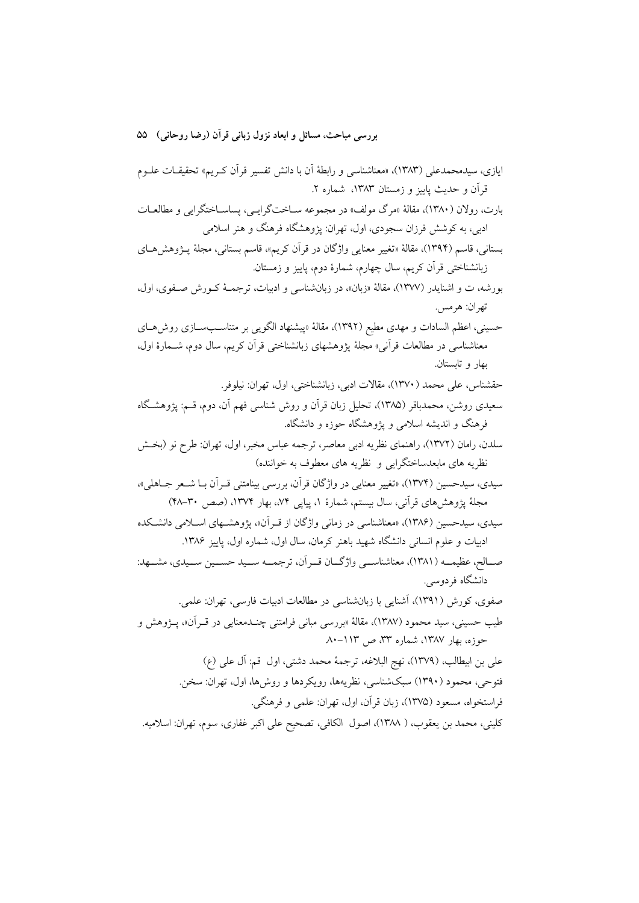ایازی، سیدمحمدعلی (۱۳۸۳)، «معناشناسی و رابطهٔ آن با دانش تفسیر قرآن کـریم» تحقیقـات علـوم قرآن و حدیث پاییز و زمستان ۱۳۸۳، شماره ۲.

بارت، رولان (۱۳۸۰)، مقالهٔ «مرگ مولف» در مجموعه سـاخت‌گرایـی، پساسـاختگرایی و مطالعـات ادبی، به کوشش فرزان سجودی، اول، تهران: پژوهشگاه فرهنگ و هنر اسلامی

بستانی، قاسم (۱۳۹۴)، مقالهٔ «تغییر معنایی واژگان در قرآن کریم»، قاسم بستانی، مجلهٔ پـژوهش‌هـای زبانشناختی قرآن کریم، سال چهارم، شمارهٔ دوم، پاییز و زمستان.

بورشه، ت و اشنایدر (۱۳۷۷)، مقالهٔ «زبان»، در زبان‌شناسی و ادبیات، ترجمـهٔ کـورش صـفوی، اول، تهران: هرمس.

حسینی، اعظم السادات و مهدی مطیع (۱۳۹۲)، مقالهٔ «پیشنهاد الگویی بر متناسب‌سـازی روش‌هـای معناشناسی در مطالعات قرآنی» مجلهٔ پژوهشهای زبانشناختی قرآن کریم، سال دوم، شـمارهٔ اول، بهار و تابستان.

حقشناس، علی محمد (۱۳۷۰)، مقالات ادبی، زبانشناختی، اول، تهران: نیلوفر.

سعیدی روشن، محمدباقر (۱۳۸۵)، تحلیل زبان قرآن و روش شناسی فهم آن، دوم، قـم: پژوهشـگاه فرهنگ و اندیشه اسلامی و پژوهشگاه حوزه و دانشگاه.

سلدن، رامان (۱۳۷۲)، راهنمای نظریه ادبی معاصر، ترجمه عباس مخبر، اول، تهران: طرح نو (بخـش نظریه های مابعدساختگرایی و نظریه های معطوف به خواننده)

سیدی، سیدحسین (۱۳۷۴)، «تغییر معنایی در واژگان قرآن، بررسی بینامتنی قـرآن بـا شـعر جـاهلی»، مجلهٔ پژوهش‌های قرآنی، سال بیستم، شمارهٔ ۱، پیاپی ۷۴، بهار ۱۳۷۴، (صص ۳۰–۴۸)

سیدی، سیدحسین (۱۳۸۶)، «معناشناسی در زمانی واژگان از قـرآن»، پژوهشـهای اسـلامی دانشـکده ادبیات و علوم انسانی دانشگاه شهید باهنر کرمان، سال اول، شماره اول، پاییز ۱۳۸۶.

صـالح، عظیمـه (۱۳۸۱)، معناشناسـی واژگـان قـرآن، ترجمـه سـید حسـین سـیدی، مشـهد: دانشگاه فردوسی.

صفوی، کورش (۱۳۹۱)، آشنایی با زبان‌شناسی در مطالعات ادبیات فارسی، تهران: علمی.

طیب حسینی، سید محمود (۱۳۸۷)، مقالهٔ «بررسی مبانی فرامتنی چنـدمعنایی در قـرآن»، پـژوهش و حوزه، بهار ۱۳۸۷، شماره ۳۳، ص ۱۱۳–۸۰

علی بن ابیطالب، (۱۳۷۹)، نهج البلاغه، ترجمهٔ محمد دشتی، اول قم: آل علی (ع)

فتوحی، محمود (۱۳۹۰) سبک‌شناسی، نظریه‌ها، رویکردها و روش‌ها، اول، تهران: سخن.

فراستخواه، مسعود (۱۳۷۵)، زبان قرآن، اول، تهران: علمی و فرهنگی.

کلینی، محمد بن یعقوب، ( ۱۳۸۸)، اصول الکافی، تصحیح علی اکبر غفاری، سوم، تهران: اسلامیه.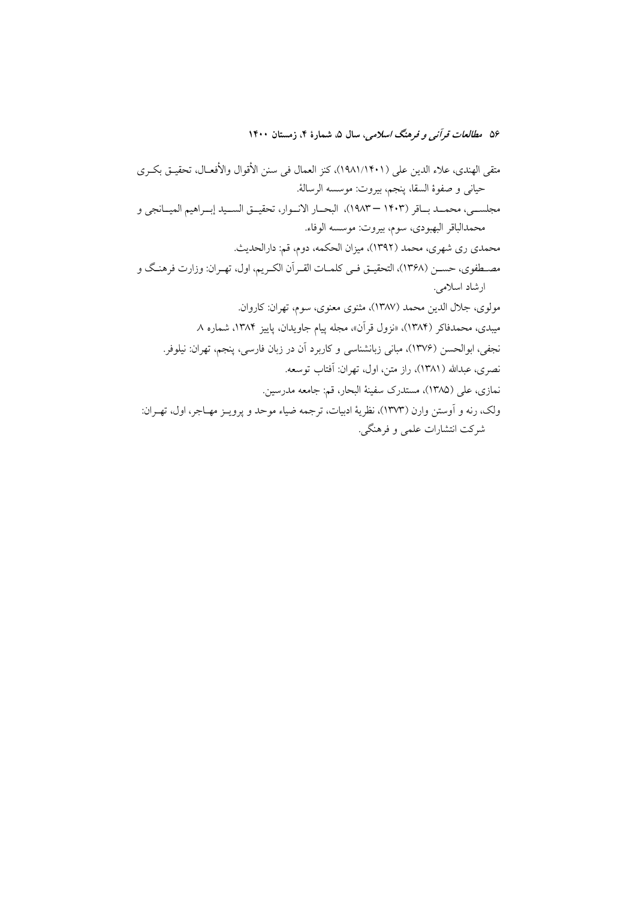متقی الهندی، علاء الدین علی (۱۹۸۱/۱۴۰۱)، کنز العمال فی سنن الأقوال والأفعال، تحقیق بکری حیانی و صفوة السقا، پنجم، بیروت: موسسه الرسالة.

مجلسی، محمد باقر (۱۴۰۳ – ۱۹۸۳)، البحار الانوار، تحقیق السید إبراهیم المیانجی و محمدالباقر البهبودی، سوم، بیروت: موسسه الوفاء.

محمدی ری شهری، محمد (۱۳۹۲)، میزان الحکمه، دوم، قم: دارالحدیث.

مصطفوی، حسن (۱۳۶۸)، التحقیق فی کلمات القرآن الکریم، اول، تهران: وزارت فرهنگ و ارشاد اسلامی.

مولوی، جلال الدین محمد (۱۳۸۷)، مثنوی معنوی، سوم، تهران: کاروان.

میبدی، محمدفاکر (۱۳۸۴)، «نزول قرآن»، مجله پیام جاویدان، پاییز ۱۳۸۴، شماره ۸.

نجفی، ابوالحسن (۱۳۷۶)، مبانی زبانشناسی و کاربرد آن در زبان فارسی، پنجم، تهران: نیلوفر.

نصری، عبدالله (۱۳۸۱)، راز متن، اول، تهران: آفتاب توسعه.

نمازی، علی (۱۳۸۵)، مستدرک سفینة البحار، قم: جامعه مدرسین.

ولک، رنه و آوستن وارن (۱۳۷۳)، نظریهٔ ادبیات، ترجمه ضیاء موحد و پرویز مهاجر، اول، تهران: شرکت انتشارات علمی و فرهنگی.